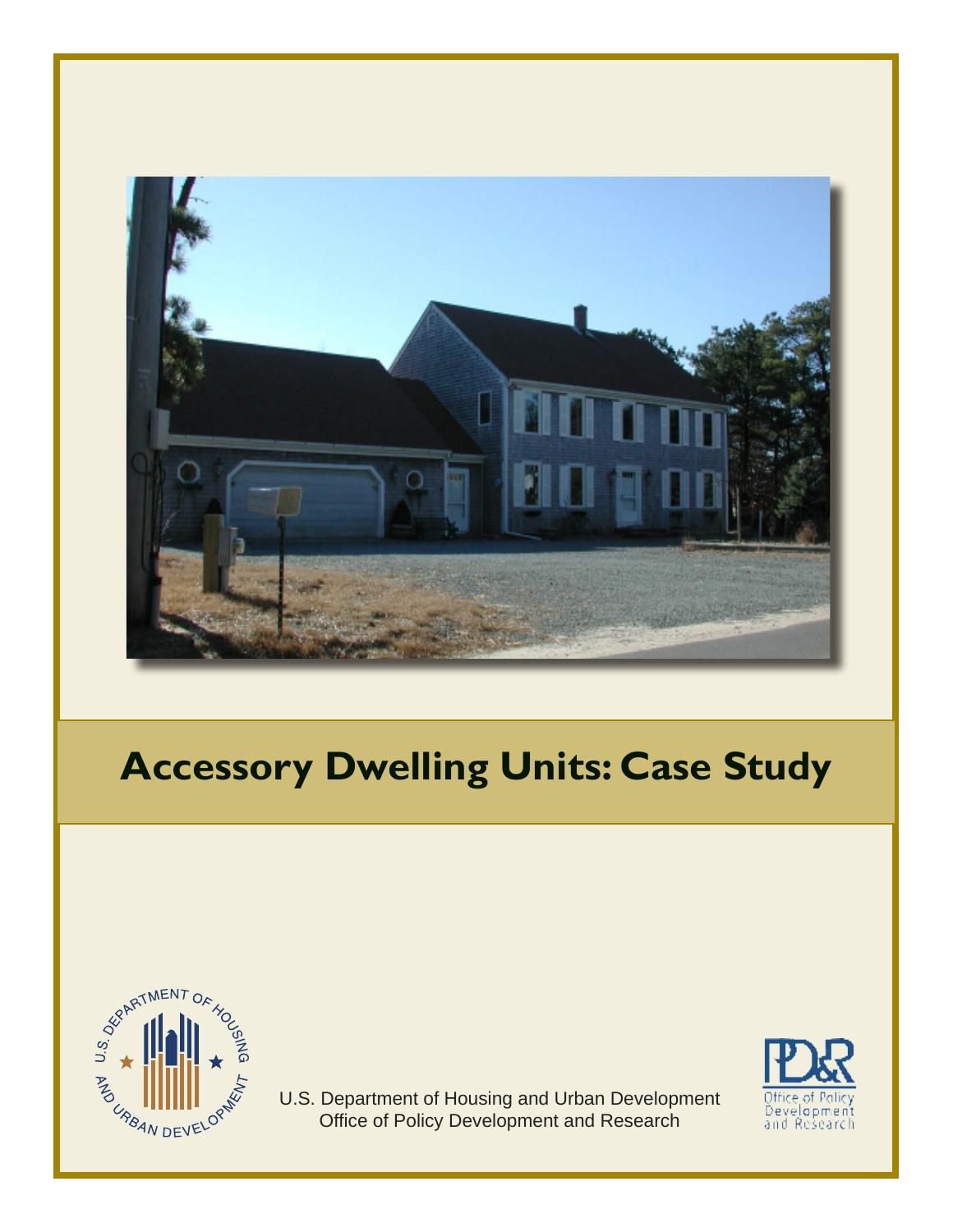# Accessory Dwelling Units: Case Study

U.S. Department of Housing and Urban Development
Office of Policy Development and Research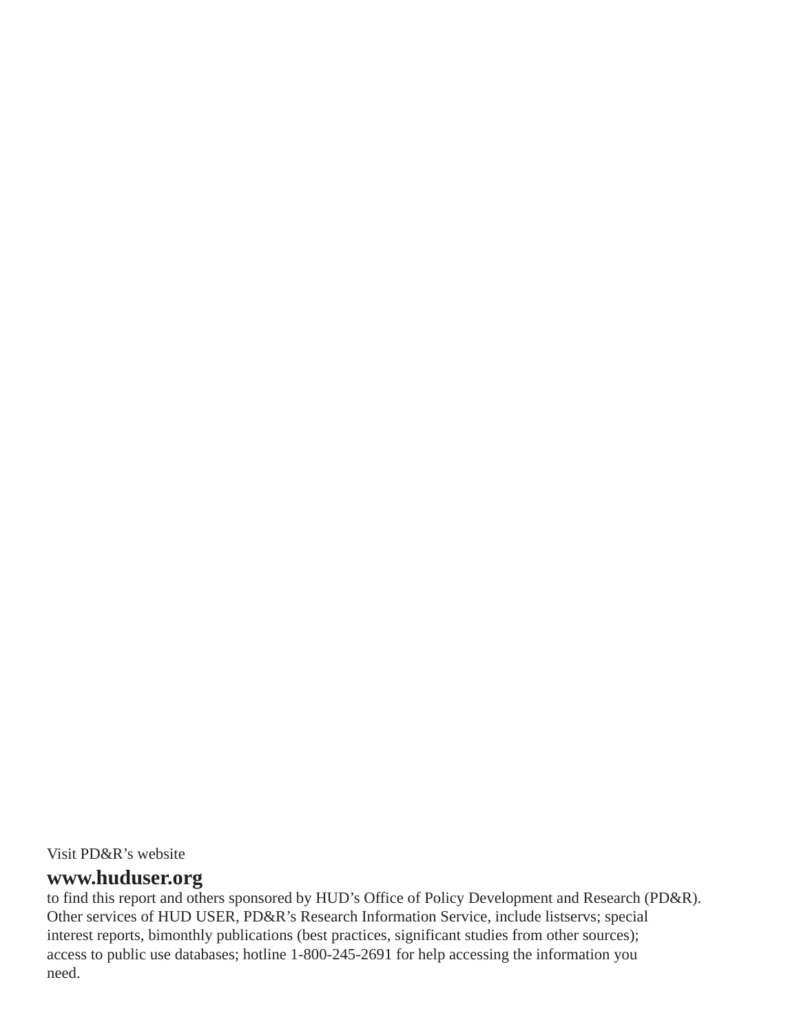Visit PD&R's website

**www.huduser.org**

to find this report and others sponsored by HUD's Office of Policy Development and Research (PD&R). Other services of HUD USER, PD&R's Research Information Service, include listservs; special interest reports, bimonthly publications (best practices, significant studies from other sources); access to public use databases; hotline 1-800-245-2691 for help accessing the information you need.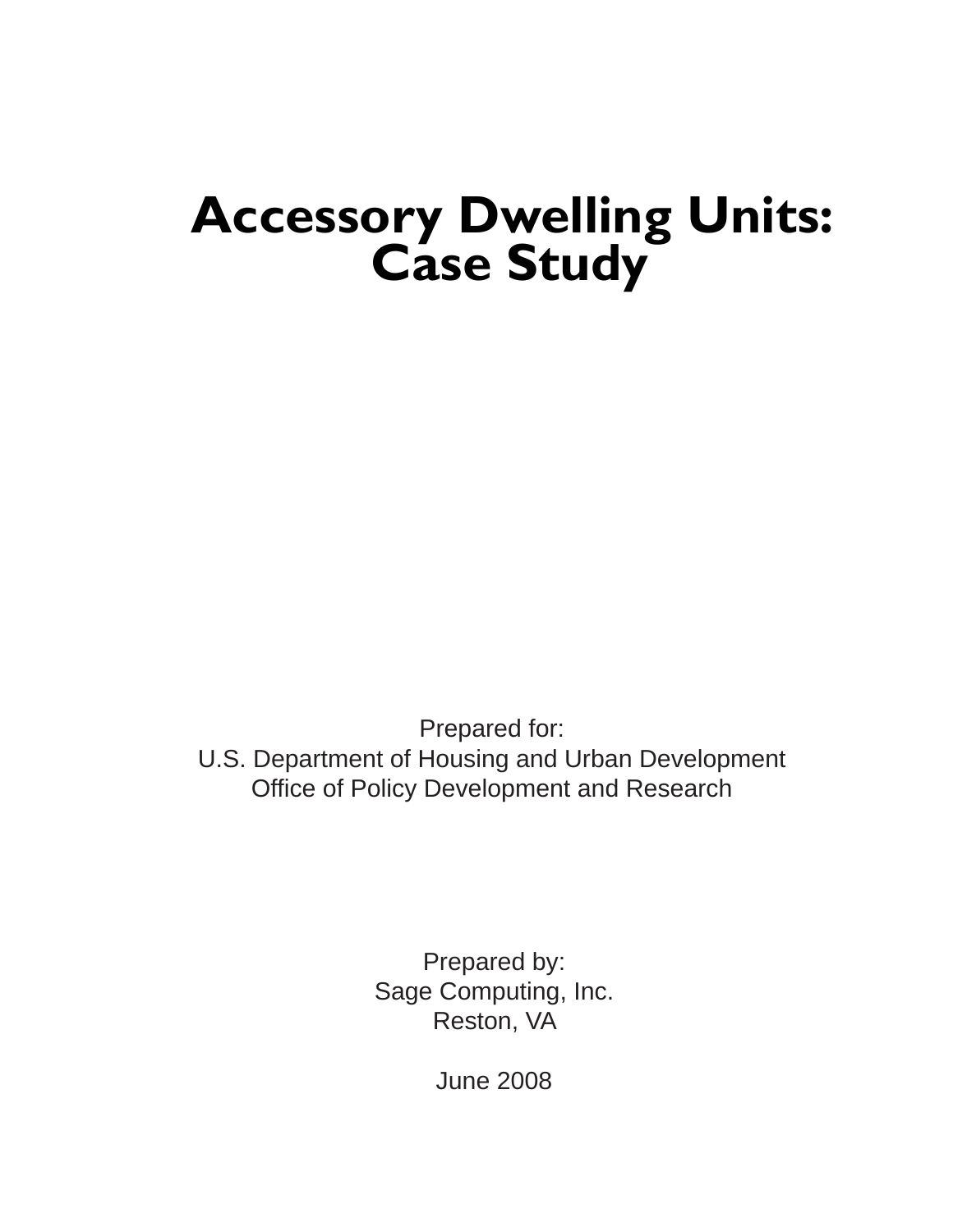# Accessory Dwelling Units: Case Study

Prepared for:
U.S. Department of Housing and Urban Development
Office of Policy Development and Research

Prepared by:
Sage Computing, Inc.
Reston, VA

June 2008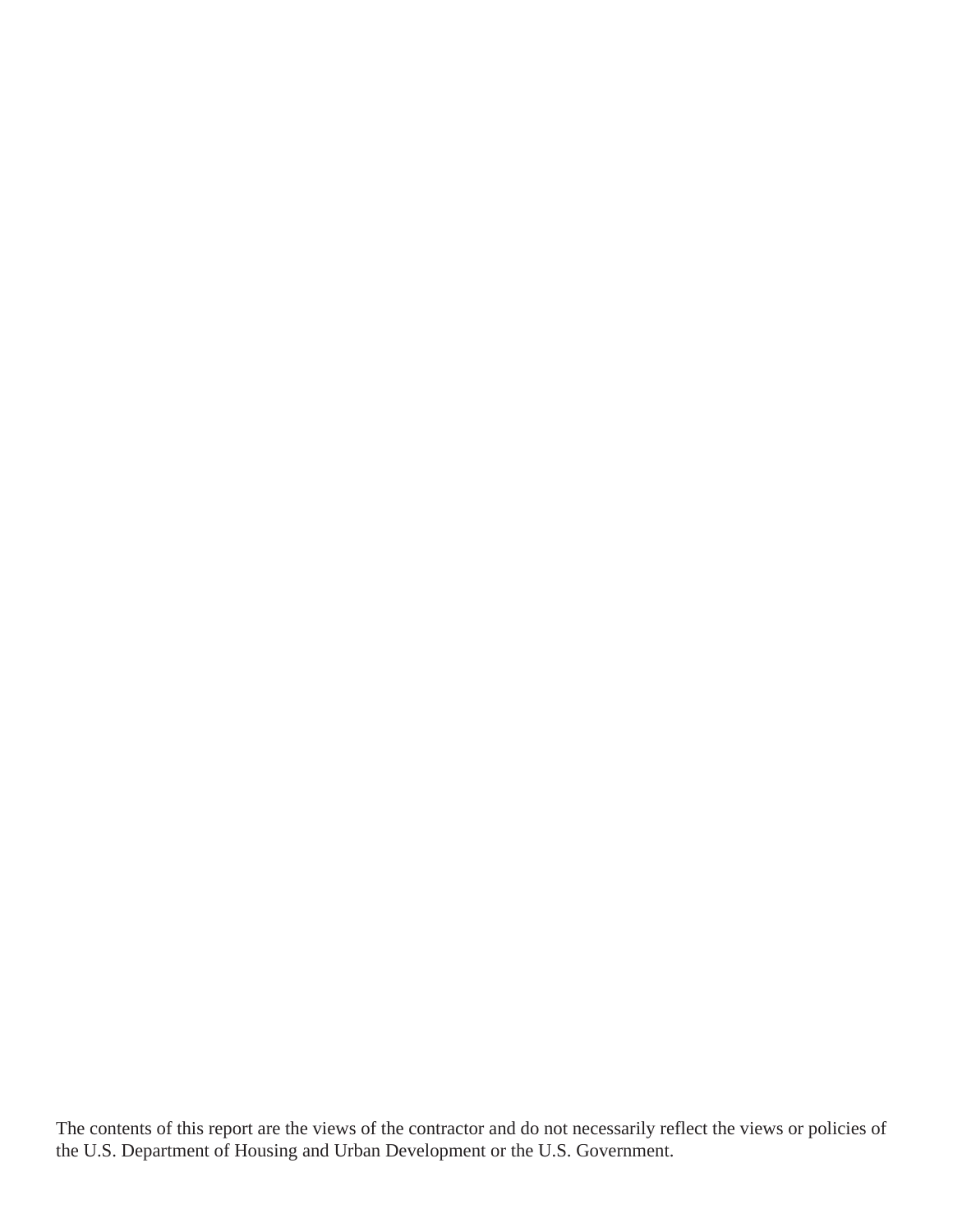The contents of this report are the views of the contractor and do not necessarily reflect the views or policies of the U.S. Department of Housing and Urban Development or the U.S. Government.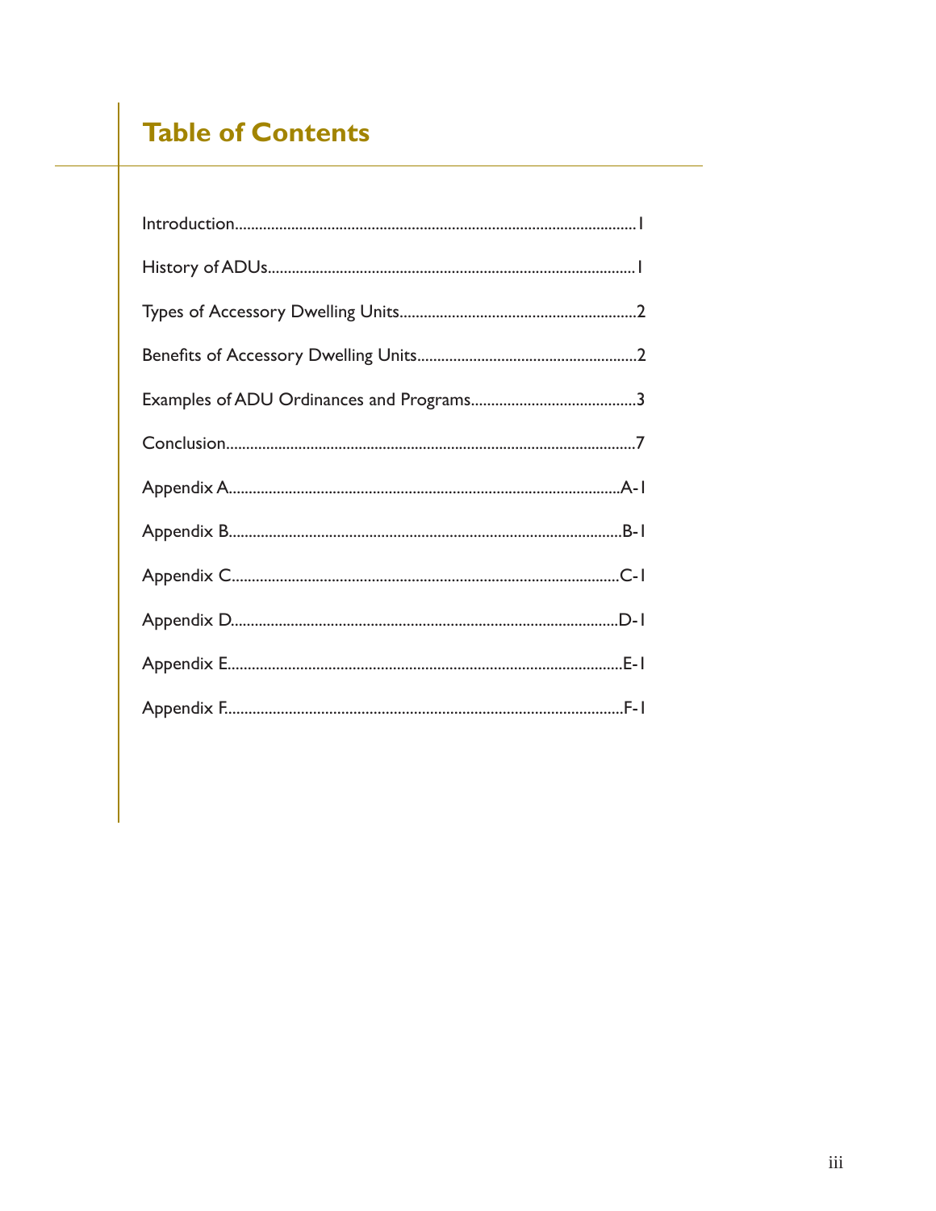# Table of Contents

Introduction....................................................................................................1

History of ADUs...........................................................................................1

Types of Accessory Dwelling Units..........................................................2

Benefits of Accessory Dwelling Units......................................................2

Examples of ADU Ordinances and Programs.........................................3

Conclusion.....................................................................................................7

Appendix A...............................................................................................A-1

Appendix B...............................................................................................B-1

Appendix C...............................................................................................C-1

Appendix D...............................................................................................D-1

Appendix E................................................................................................E-1

Appendix F.................................................................................................F-1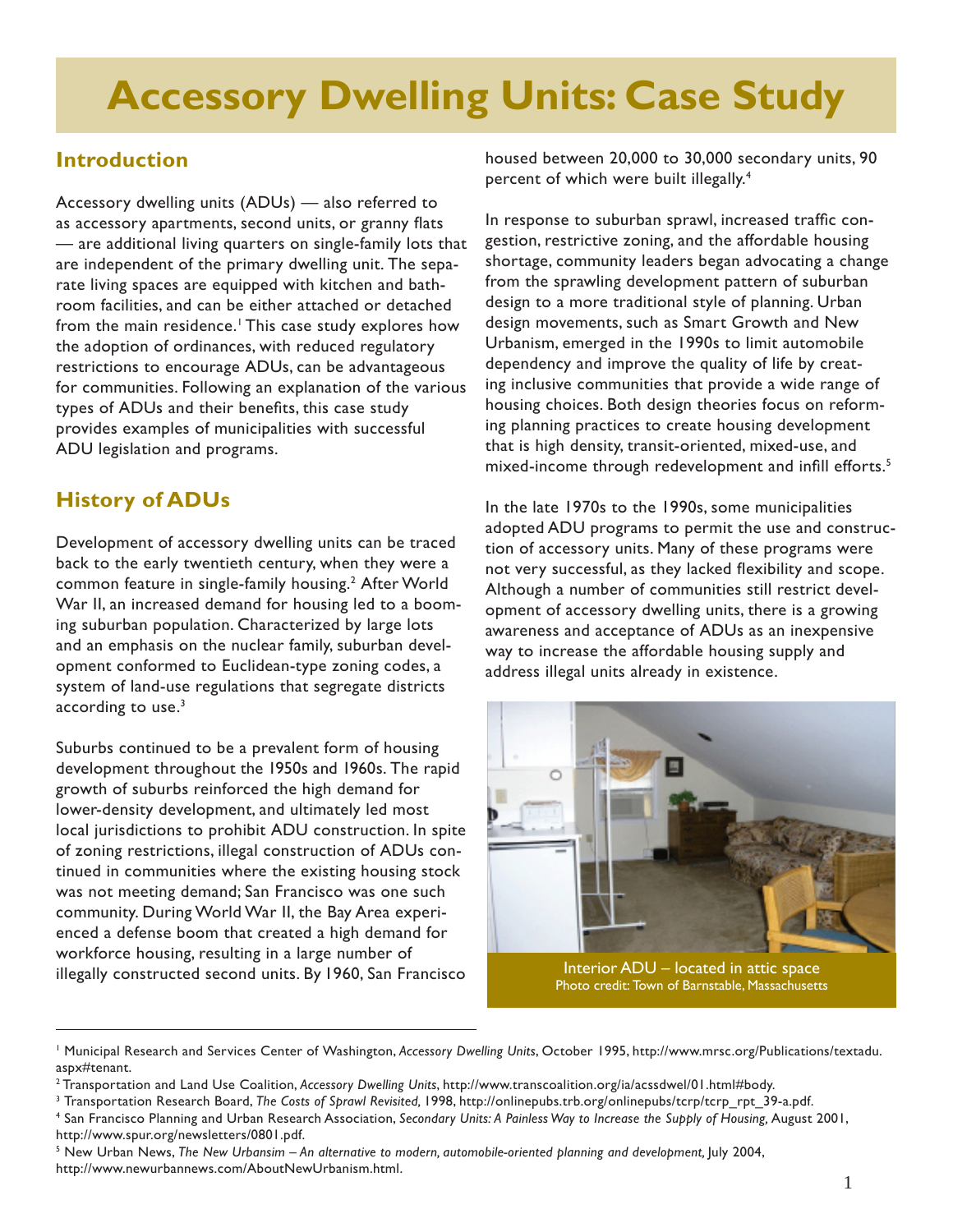# Accessory Dwelling Units: Case Study

## Introduction

Accessory dwelling units (ADUs) — also referred to as accessory apartments, second units, or granny flats — are additional living quarters on single-family lots that are independent of the primary dwelling unit. The separate living spaces are equipped with kitchen and bathroom facilities, and can be either attached or detached from the main residence.[1] This case study explores how the adoption of ordinances, with reduced regulatory restrictions to encourage ADUs, can be advantageous for communities. Following an explanation of the various types of ADUs and their benefits, this case study provides examples of municipalities with successful ADU legislation and programs.

## History of ADUs

Development of accessory dwelling units can be traced back to the early twentieth century, when they were a common feature in single-family housing.[2] After World War II, an increased demand for housing led to a booming suburban population. Characterized by large lots and an emphasis on the nuclear family, suburban development conformed to Euclidean-type zoning codes, a system of land-use regulations that segregate districts according to use.[3]

Suburbs continued to be a prevalent form of housing development throughout the 1950s and 1960s. The rapid growth of suburbs reinforced the high demand for lower-density development, and ultimately led most local jurisdictions to prohibit ADU construction. In spite of zoning restrictions, illegal construction of ADUs continued in communities where the existing housing stock was not meeting demand; San Francisco was one such community. During World War II, the Bay Area experienced a defense boom that created a high demand for workforce housing, resulting in a large number of illegally constructed second units. By 1960, San Francisco housed between 20,000 to 30,000 secondary units, 90 percent of which were built illegally.[4]

In response to suburban sprawl, increased traffic congestion, restrictive zoning, and the affordable housing shortage, community leaders began advocating a change from the sprawling development pattern of suburban design to a more traditional style of planning. Urban design movements, such as Smart Growth and New Urbanism, emerged in the 1990s to limit automobile dependency and improve the quality of life by creating inclusive communities that provide a wide range of housing choices. Both design theories focus on reforming planning practices to create housing development that is high density, transit-oriented, mixed-use, and mixed-income through redevelopment and infill efforts.[5]

In the late 1970s to the 1990s, some municipalities adopted ADU programs to permit the use and construction of accessory units. Many of these programs were not very successful, as they lacked flexibility and scope. Although a number of communities still restrict development of accessory dwelling units, there is a growing awareness and acceptance of ADUs as an inexpensive way to increase the affordable housing supply and address illegal units already in existence.

Interior ADU – located in attic space
Photo credit: Town of Barnstable, Massachusetts

---

[1] Municipal Research and Services Center of Washington, *Accessory Dwelling Units*, October 1995, http://www.mrsc.org/Publications/textadu.aspx#tenant.

[2] Transportation and Land Use Coalition, *Accessory Dwelling Units*, http://www.transcoalition.org/ia/acssdwel/01.html#body.

[3] Transportation Research Board, *The Costs of Sprawl Revisited,* 1998, http://onlinepubs.trb.org/onlinepubs/tcrp/tcrp_rpt_39-a.pdf.

[4] San Francisco Planning and Urban Research Association, *Secondary Units: A Painless Way to Increase the Supply of Housing,* August 2001, http://www.spur.org/newsletters/0801.pdf.

[5] New Urban News, *The New Urbansim – An alternative to modern, automobile-oriented planning and development,* July 2004, http://www.newurbannews.com/AboutNewUrbanism.html.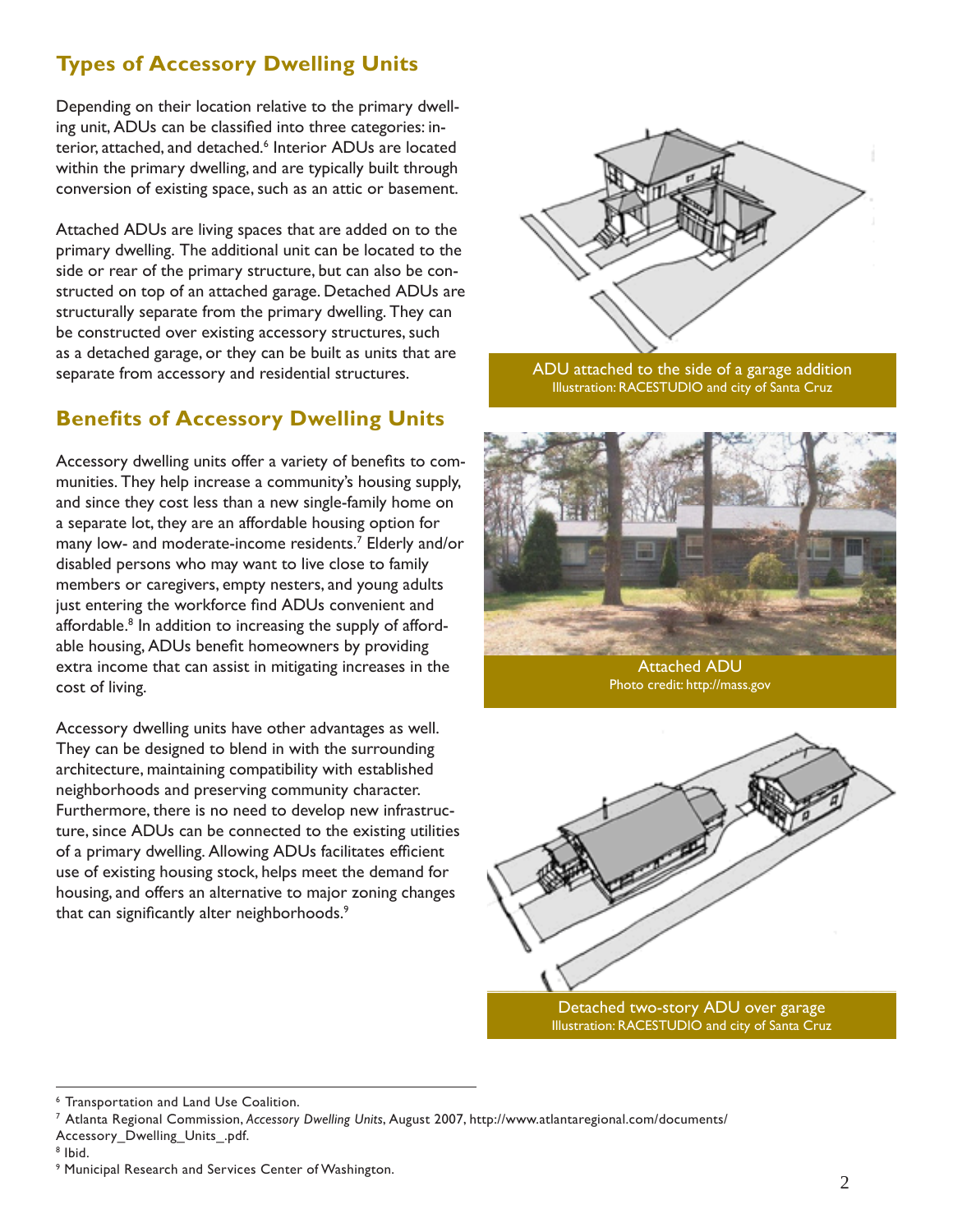## Types of Accessory Dwelling Units

Depending on their location relative to the primary dwelling unit, ADUs can be classified into three categories: interior, attached, and detached.[6] Interior ADUs are located within the primary dwelling, and are typically built through conversion of existing space, such as an attic or basement.

Attached ADUs are living spaces that are added on to the primary dwelling. The additional unit can be located to the side or rear of the primary structure, but can also be constructed on top of an attached garage. Detached ADUs are structurally separate from the primary dwelling. They can be constructed over existing accessory structures, such as a detached garage, or they can be built as units that are separate from accessory and residential structures.

## Benefits of Accessory Dwelling Units

Accessory dwelling units offer a variety of benefits to communities. They help increase a community's housing supply, and since they cost less than a new single-family home on a separate lot, they are an affordable housing option for many low- and moderate-income residents.[7] Elderly and/or disabled persons who may want to live close to family members or caregivers, empty nesters, and young adults just entering the workforce find ADUs convenient and affordable.[8] In addition to increasing the supply of affordable housing, ADUs benefit homeowners by providing extra income that can assist in mitigating increases in the cost of living.

Accessory dwelling units have other advantages as well. They can be designed to blend in with the surrounding architecture, maintaining compatibility with established neighborhoods and preserving community character. Furthermore, there is no need to develop new infrastructure, since ADUs can be connected to the existing utilities of a primary dwelling. Allowing ADUs facilitates efficient use of existing housing stock, helps meet the demand for housing, and offers an alternative to major zoning changes that can significantly alter neighborhoods.[9]

ADU attached to the side of a garage addition
Illustration: RACESTUDIO and city of Santa Cruz

Attached ADU
Photo credit: http://mass.gov

Detached two-story ADU over garage
Illustration: RACESTUDIO and city of Santa Cruz

---

[6] Transportation and Land Use Coalition.

[7] Atlanta Regional Commission, *Accessory Dwelling Units*, August 2007, http://www.atlantaregional.com/documents/Accessory_Dwelling_Units_.pdf.

[8] Ibid.

[9] Municipal Research and Services Center of Washington.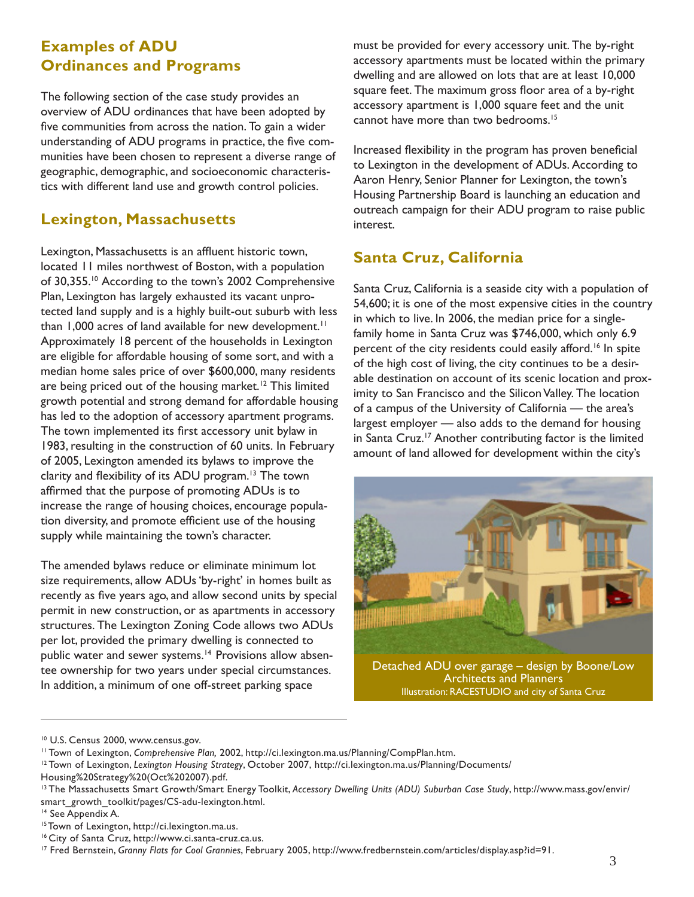## Examples of ADU Ordinances and Programs

The following section of the case study provides an overview of ADU ordinances that have been adopted by five communities from across the nation. To gain a wider understanding of ADU programs in practice, the five communities have been chosen to represent a diverse range of geographic, demographic, and socioeconomic characteristics with different land use and growth control policies.

## Lexington, Massachusetts

Lexington, Massachusetts is an affluent historic town, located 11 miles northwest of Boston, with a population of 30,355.[10] According to the town's 2002 Comprehensive Plan, Lexington has largely exhausted its vacant unprotected land supply and is a highly built-out suburb with less than 1,000 acres of land available for new development.[11] Approximately 18 percent of the households in Lexington are eligible for affordable housing of some sort, and with a median home sales price of over $600,000, many residents are being priced out of the housing market.[12] This limited growth potential and strong demand for affordable housing has led to the adoption of accessory apartment programs. The town implemented its first accessory unit bylaw in 1983, resulting in the construction of 60 units. In February of 2005, Lexington amended its bylaws to improve the clarity and flexibility of its ADU program.[13] The town affirmed that the purpose of promoting ADUs is to increase the range of housing choices, encourage population diversity, and promote efficient use of the housing supply while maintaining the town's character.

The amended bylaws reduce or eliminate minimum lot size requirements, allow ADUs 'by-right' in homes built as recently as five years ago, and allow second units by special permit in new construction, or as apartments in accessory structures. The Lexington Zoning Code allows two ADUs per lot, provided the primary dwelling is connected to public water and sewer systems.[14] Provisions allow absentee ownership for two years under special circumstances. In addition, a minimum of one off-street parking space must be provided for every accessory unit. The by-right accessory apartments must be located within the primary dwelling and are allowed on lots that are at least 10,000 square feet. The maximum gross floor area of a by-right accessory apartment is 1,000 square feet and the unit cannot have more than two bedrooms.[15]

Increased flexibility in the program has proven beneficial to Lexington in the development of ADUs. According to Aaron Henry, Senior Planner for Lexington, the town's Housing Partnership Board is launching an education and outreach campaign for their ADU program to raise public interest.

## Santa Cruz, California

Santa Cruz, California is a seaside city with a population of 54,600; it is one of the most expensive cities in the country in which to live. In 2006, the median price for a single-family home in Santa Cruz was $746,000, which only 6.9 percent of the city residents could easily afford.[16] In spite of the high cost of living, the city continues to be a desirable destination on account of its scenic location and proximity to San Francisco and the Silicon Valley. The location of a campus of the University of California — the area's largest employer — also adds to the demand for housing in Santa Cruz.[17] Another contributing factor is the limited amount of land allowed for development within the city's

Detached ADU over garage – design by Boone/Low Architects and Planners
Illustration: RACESTUDIO and city of Santa Cruz

---

[10] U.S. Census 2000, www.census.gov.

[11] Town of Lexington, *Comprehensive Plan,* 2002, http://ci.lexington.ma.us/Planning/CompPlan.htm.

[12] Town of Lexington, *Lexington Housing Strategy*, October 2007, http://ci.lexington.ma.us/Planning/Documents/Housing%20Strategy%20(Oct%202007).pdf.

[13] The Massachusetts Smart Growth/Smart Energy Toolkit, *Accessory Dwelling Units (ADU) Suburban Case Study*, http://www.mass.gov/envir/smart_growth_toolkit/pages/CS-adu-lexington.html.

[14] See Appendix A.

[15] Town of Lexington, http://ci.lexington.ma.us.

[16] City of Santa Cruz, http://www.ci.santa-cruz.ca.us.

[17] Fred Bernstein, *Granny Flats for Cool Grannies*, February 2005, http://www.fredbernstein.com/articles/display.asp?id=91.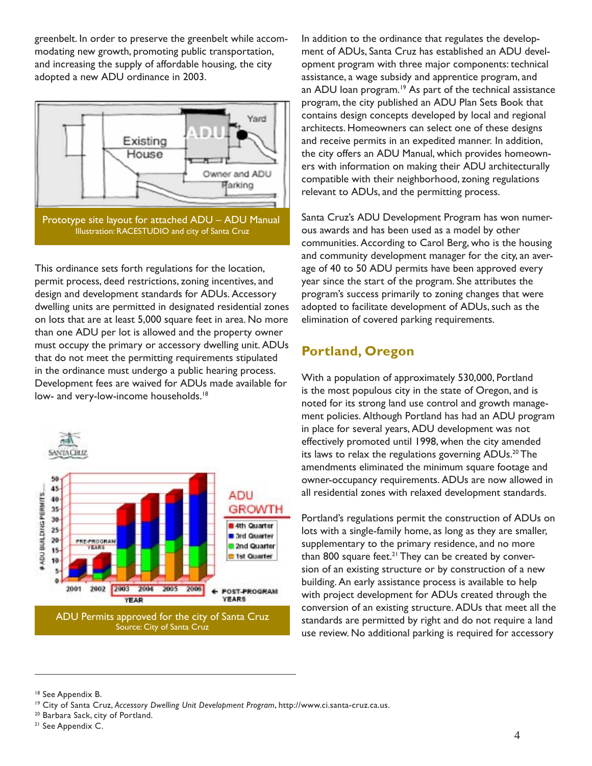greenbelt. In order to preserve the greenbelt while accommodating new growth, promoting public transportation, and increasing the supply of affordable housing, the city adopted a new ADU ordinance in 2003.

Prototype site layout for attached ADU – ADU Manual
Illustration: RACESTUDIO and city of Santa Cruz

This ordinance sets forth regulations for the location, permit process, deed restrictions, zoning incentives, and design and development standards for ADUs. Accessory dwelling units are permitted in designated residential zones on lots that are at least 5,000 square feet in area. No more than one ADU per lot is allowed and the property owner must occupy the primary or accessory dwelling unit. ADUs that do not meet the permitting requirements stipulated in the ordinance must undergo a public hearing process. Development fees are waived for ADUs made available for low- and very-low-income households.[18]

ADU Permits approved for the city of Santa Cruz
Source: City of Santa Cruz

In addition to the ordinance that regulates the development of ADUs, Santa Cruz has established an ADU development program with three major components: technical assistance, a wage subsidy and apprentice program, and an ADU loan program.[19] As part of the technical assistance program, the city published an ADU Plan Sets Book that contains design concepts developed by local and regional architects. Homeowners can select one of these designs and receive permits in an expedited manner. In addition, the city offers an ADU Manual, which provides homeowners with information on making their ADU architecturally compatible with their neighborhood, zoning regulations relevant to ADUs, and the permitting process.

Santa Cruz's ADU Development Program has won numerous awards and has been used as a model by other communities. According to Carol Berg, who is the housing and community development manager for the city, an average of 40 to 50 ADU permits have been approved every year since the start of the program. She attributes the program's success primarily to zoning changes that were adopted to facilitate development of ADUs, such as the elimination of covered parking requirements.

## Portland, Oregon

With a population of approximately 530,000, Portland is the most populous city in the state of Oregon, and is noted for its strong land use control and growth management policies. Although Portland has had an ADU program in place for several years, ADU development was not effectively promoted until 1998, when the city amended its laws to relax the regulations governing ADUs.[20] The amendments eliminated the minimum square footage and owner-occupancy requirements. ADUs are now allowed in all residential zones with relaxed development standards.

Portland's regulations permit the construction of ADUs on lots with a single-family home, as long as they are smaller, supplementary to the primary residence, and no more than 800 square feet.[21] They can be created by conversion of an existing structure or by construction of a new building. An early assistance process is available to help with project development for ADUs created through the conversion of an existing structure. ADUs that meet all the standards are permitted by right and do not require a land use review. No additional parking is required for accessory

---

[18] See Appendix B.

[19] City of Santa Cruz, *Accessory Dwelling Unit Development Program*, http://www.ci.santa-cruz.ca.us.

[20] Barbara Sack, city of Portland.

[21] See Appendix C.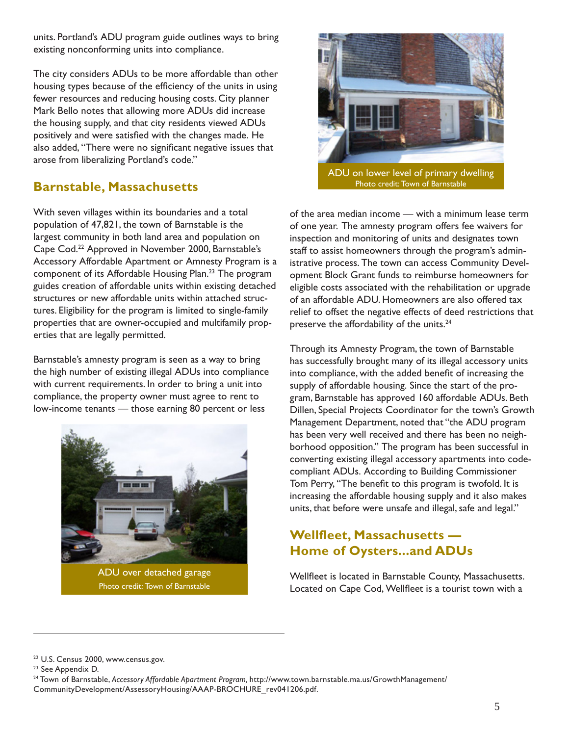units. Portland's ADU program guide outlines ways to bring existing nonconforming units into compliance.

The city considers ADUs to be more affordable than other housing types because of the efficiency of the units in using fewer resources and reducing housing costs. City planner Mark Bello notes that allowing more ADUs did increase the housing supply, and that city residents viewed ADUs positively and were satisfied with the changes made. He also added, "There were no significant negative issues that arose from liberalizing Portland's code."

## Barnstable, Massachusetts

With seven villages within its boundaries and a total population of 47,821, the town of Barnstable is the largest community in both land area and population on Cape Cod.[22] Approved in November 2000, Barnstable's Accessory Affordable Apartment or Amnesty Program is a component of its Affordable Housing Plan.[23] The program guides creation of affordable units within existing detached structures or new affordable units within attached structures. Eligibility for the program is limited to single-family properties that are owner-occupied and multifamily properties that are legally permitted.

Barnstable's amnesty program is seen as a way to bring the high number of existing illegal ADUs into compliance with current requirements. In order to bring a unit into compliance, the property owner must agree to rent to low-income tenants — those earning 80 percent or less of the area median income — with a minimum lease term of one year. The amnesty program offers fee waivers for inspection and monitoring of units and designates town staff to assist homeowners through the program's administrative process. The town can access Community Development Block Grant funds to reimburse homeowners for eligible costs associated with the rehabilitation or upgrade of an affordable ADU. Homeowners are also offered tax relief to offset the negative effects of deed restrictions that preserve the affordability of the units.[24]

ADU over detached garage
Photo credit: Town of Barnstable

ADU on lower level of primary dwelling
Photo credit: Town of Barnstable

Through its Amnesty Program, the town of Barnstable has successfully brought many of its illegal accessory units into compliance, with the added benefit of increasing the supply of affordable housing. Since the start of the program, Barnstable has approved 160 affordable ADUs. Beth Dillen, Special Projects Coordinator for the town's Growth Management Department, noted that "the ADU program has been very well received and there has been no neighborhood opposition." The program has been successful in converting existing illegal accessory apartments into code-compliant ADUs. According to Building Commissioner Tom Perry, "The benefit to this program is twofold. It is increasing the affordable housing supply and it also makes units, that before were unsafe and illegal, safe and legal."

## Wellfleet, Massachusetts — Home of Oysters...and ADUs

Wellfleet is located in Barnstable County, Massachusetts. Located on Cape Cod, Wellfleet is a tourist town with a

---

[22] U.S. Census 2000, www.census.gov.

[23] See Appendix D.

[24] Town of Barnstable, *Accessory Affordable Apartment Program,* http://www.town.barnstable.ma.us/GrowthManagement/CommunityDevelopment/AssessoryHousing/AAAP-BROCHURE_rev041206.pdf.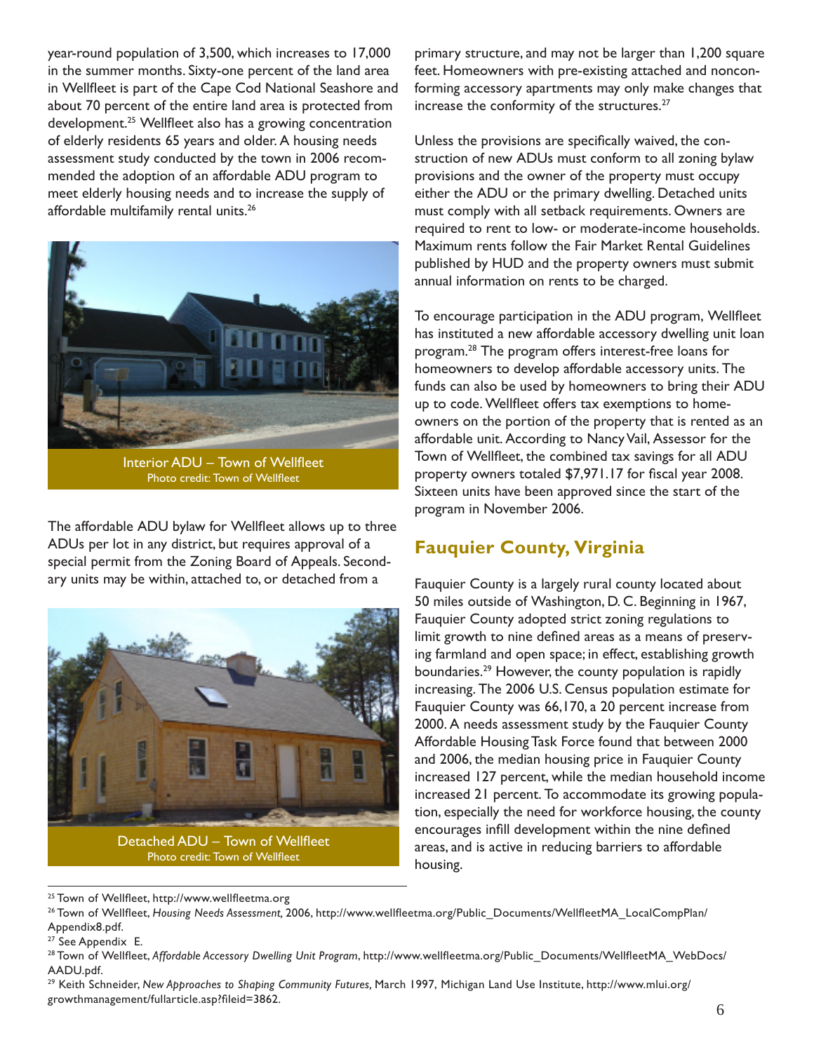year-round population of 3,500, which increases to 17,000 in the summer months. Sixty-one percent of the land area in Wellfleet is part of the Cape Cod National Seashore and about 70 percent of the entire land area is protected from development.[25] Wellfleet also has a growing concentration of elderly residents 65 years and older. A housing needs assessment study conducted by the town in 2006 recommended the adoption of an affordable ADU program to meet elderly housing needs and to increase the supply of affordable multifamily rental units.[26]

Interior ADU – Town of Wellfleet
Photo credit: Town of Wellfleet

The affordable ADU bylaw for Wellfleet allows up to three ADUs per lot in any district, but requires approval of a special permit from the Zoning Board of Appeals. Secondary units may be within, attached to, or detached from a primary structure, and may not be larger than 1,200 square feet. Homeowners with pre-existing attached and nonconforming accessory apartments may only make changes that increase the conformity of the structures.[27]

Detached ADU – Town of Wellfleet
Photo credit: Town of Wellfleet

Unless the provisions are specifically waived, the construction of new ADUs must conform to all zoning bylaw provisions and the owner of the property must occupy either the ADU or the primary dwelling. Detached units must comply with all setback requirements. Owners are required to rent to low- or moderate-income households. Maximum rents follow the Fair Market Rental Guidelines published by HUD and the property owners must submit annual information on rents to be charged.

To encourage participation in the ADU program, Wellfleet has instituted a new affordable accessory dwelling unit loan program.[28] The program offers interest-free loans for homeowners to develop affordable accessory units. The funds can also be used by homeowners to bring their ADU up to code. Wellfleet offers tax exemptions to homeowners on the portion of the property that is rented as an affordable unit. According to Nancy Vail, Assessor for the Town of Wellfleet, the combined tax savings for all ADU property owners totaled $7,971.17 for fiscal year 2008. Sixteen units have been approved since the start of the program in November 2006.

## Fauquier County, Virginia

Fauquier County is a largely rural county located about 50 miles outside of Washington, D. C. Beginning in 1967, Fauquier County adopted strict zoning regulations to limit growth to nine defined areas as a means of preserving farmland and open space; in effect, establishing growth boundaries.[29] However, the county population is rapidly increasing. The 2006 U.S. Census population estimate for Fauquier County was 66,170, a 20 percent increase from 2000. A needs assessment study by the Fauquier County Affordable Housing Task Force found that between 2000 and 2006, the median housing price in Fauquier County increased 127 percent, while the median household income increased 21 percent. To accommodate its growing population, especially the need for workforce housing, the county encourages infill development within the nine defined areas, and is active in reducing barriers to affordable housing.

---

[25] Town of Wellfleet, http://www.wellfleetma.org

[26] Town of Wellfleet, *Housing Needs Assessment,* 2006, http://www.wellfleetma.org/Public_Documents/WellfleetMA_LocalCompPlan/Appendix8.pdf.

[27] See Appendix E.

[28] Town of Wellfleet, *Affordable Accessory Dwelling Unit Program*, http://www.wellfleetma.org/Public_Documents/WellfleetMA_WebDocs/AADU.pdf.

[29] Keith Schneider, *New Approaches to Shaping Community Futures,* March 1997, Michigan Land Use Institute, http://www.mlui.org/growthmanagement/fullarticle.asp?fileid=3862.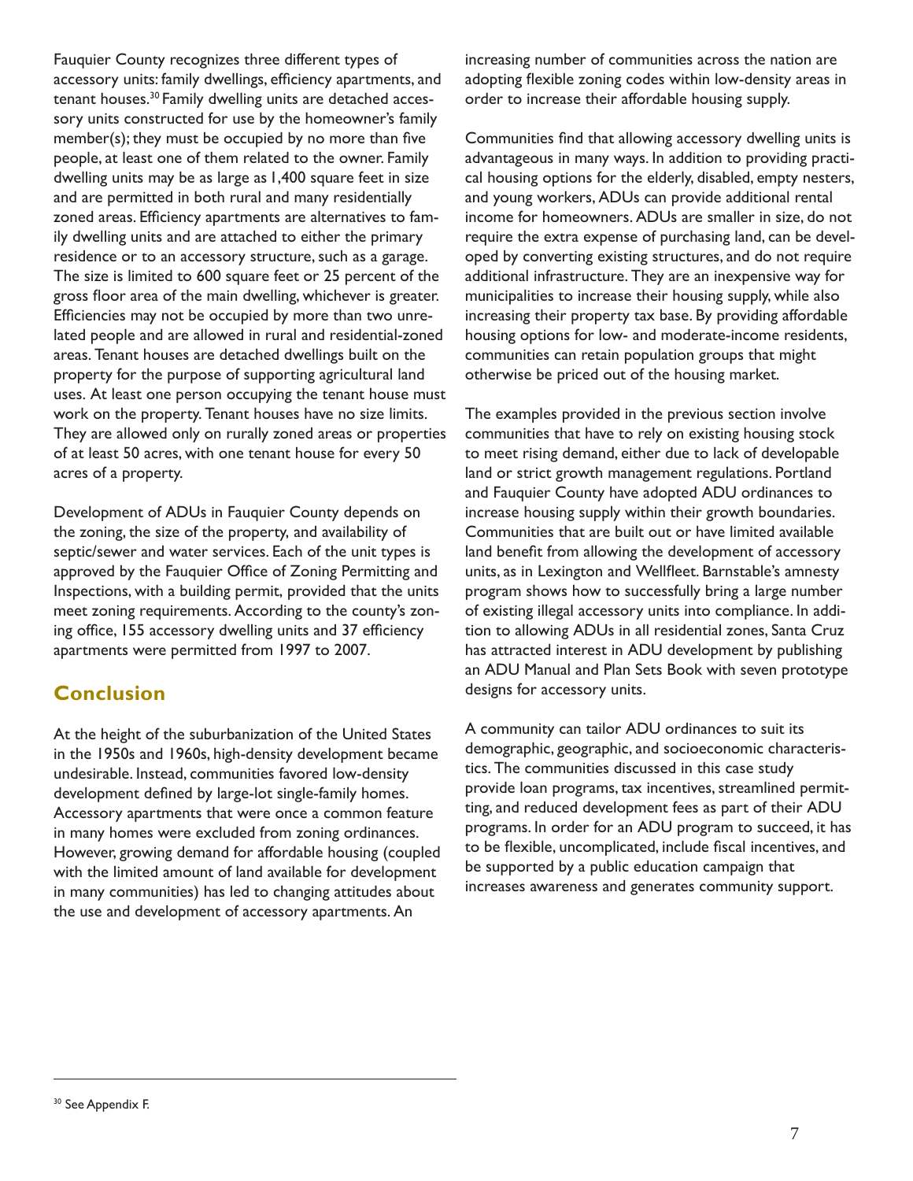Fauquier County recognizes three different types of accessory units: family dwellings, efficiency apartments, and tenant houses.[30] Family dwelling units are detached accessory units constructed for use by the homeowner's family member(s); they must be occupied by no more than five people, at least one of them related to the owner. Family dwelling units may be as large as 1,400 square feet in size and are permitted in both rural and many residentially zoned areas. Efficiency apartments are alternatives to family dwelling units and are attached to either the primary residence or to an accessory structure, such as a garage. The size is limited to 600 square feet or 25 percent of the gross floor area of the main dwelling, whichever is greater. Efficiencies may not be occupied by more than two unrelated people and are allowed in rural and residential-zoned areas. Tenant houses are detached dwellings built on the property for the purpose of supporting agricultural land uses. At least one person occupying the tenant house must work on the property. Tenant houses have no size limits. They are allowed only on rurally zoned areas or properties of at least 50 acres, with one tenant house for every 50 acres of a property.

Development of ADUs in Fauquier County depends on the zoning, the size of the property, and availability of septic/sewer and water services. Each of the unit types is approved by the Fauquier Office of Zoning Permitting and Inspections, with a building permit, provided that the units meet zoning requirements. According to the county's zoning office, 155 accessory dwelling units and 37 efficiency apartments were permitted from 1997 to 2007.

## Conclusion

At the height of the suburbanization of the United States in the 1950s and 1960s, high-density development became undesirable. Instead, communities favored low-density development defined by large-lot single-family homes. Accessory apartments that were once a common feature in many homes were excluded from zoning ordinances. However, growing demand for affordable housing (coupled with the limited amount of land available for development in many communities) has led to changing attitudes about the use and development of accessory apartments. An increasing number of communities across the nation are adopting flexible zoning codes within low-density areas in order to increase their affordable housing supply.

Communities find that allowing accessory dwelling units is advantageous in many ways. In addition to providing practical housing options for the elderly, disabled, empty nesters, and young workers, ADUs can provide additional rental income for homeowners. ADUs are smaller in size, do not require the extra expense of purchasing land, can be developed by converting existing structures, and do not require additional infrastructure. They are an inexpensive way for municipalities to increase their housing supply, while also increasing their property tax base. By providing affordable housing options for low- and moderate-income residents, communities can retain population groups that might otherwise be priced out of the housing market.

The examples provided in the previous section involve communities that have to rely on existing housing stock to meet rising demand, either due to lack of developable land or strict growth management regulations. Portland and Fauquier County have adopted ADU ordinances to increase housing supply within their growth boundaries. Communities that are built out or have limited available land benefit from allowing the development of accessory units, as in Lexington and Wellfleet. Barnstable's amnesty program shows how to successfully bring a large number of existing illegal accessory units into compliance. In addition to allowing ADUs in all residential zones, Santa Cruz has attracted interest in ADU development by publishing an ADU Manual and Plan Sets Book with seven prototype designs for accessory units.

A community can tailor ADU ordinances to suit its demographic, geographic, and socioeconomic characteristics. The communities discussed in this case study provide loan programs, tax incentives, streamlined permitting, and reduced development fees as part of their ADU programs. In order for an ADU program to succeed, it has to be flexible, uncomplicated, include fiscal incentives, and be supported by a public education campaign that increases awareness and generates community support.

---

[30] See Appendix F.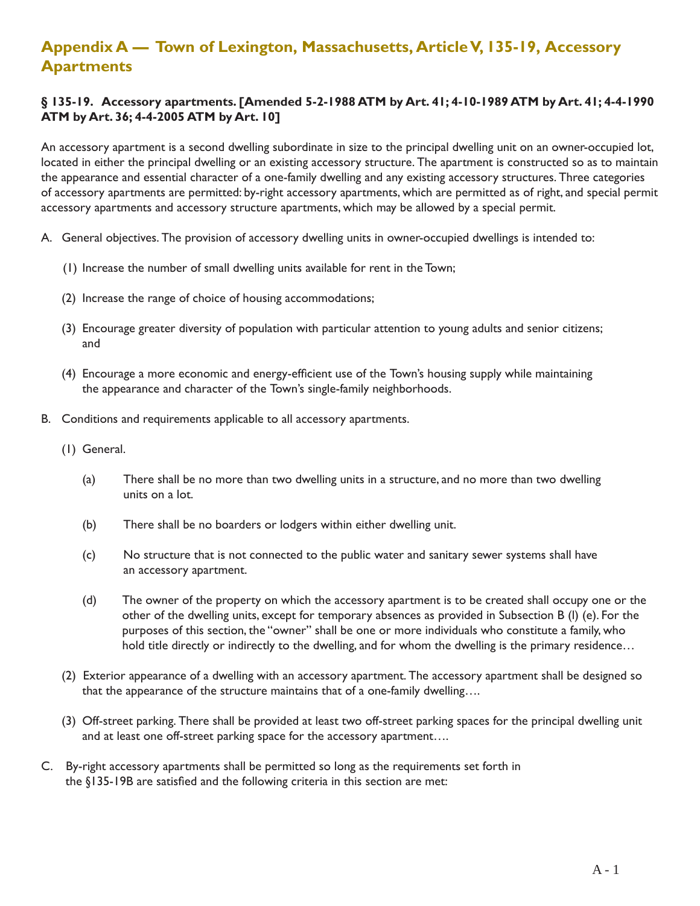# Appendix A — Town of Lexington, Massachusetts, Article V, 135-19, Accessory Apartments

**§ 135-19. Accessory apartments. [Amended 5-2-1988 ATM by Art. 41; 4-10-1989 ATM by Art. 41; 4-4-1990 ATM by Art. 36; 4-4-2005 ATM by Art. 10]**

An accessory apartment is a second dwelling subordinate in size to the principal dwelling unit on an owner-occupied lot, located in either the principal dwelling or an existing accessory structure. The apartment is constructed so as to maintain the appearance and essential character of a one-family dwelling and any existing accessory structures. Three categories of accessory apartments are permitted: by-right accessory apartments, which are permitted as of right, and special permit accessory apartments and accessory structure apartments, which may be allowed by a special permit.

A. General objectives. The provision of accessory dwelling units in owner-occupied dwellings is intended to:

(1) Increase the number of small dwelling units available for rent in the Town;

(2) Increase the range of choice of housing accommodations;

(3) Encourage greater diversity of population with particular attention to young adults and senior citizens; and

(4) Encourage a more economic and energy-efficient use of the Town's housing supply while maintaining the appearance and character of the Town's single-family neighborhoods.

B. Conditions and requirements applicable to all accessory apartments.

(1) General.

(a) There shall be no more than two dwelling units in a structure, and no more than two dwelling units on a lot.

(b) There shall be no boarders or lodgers within either dwelling unit.

(c) No structure that is not connected to the public water and sanitary sewer systems shall have an accessory apartment.

(d) The owner of the property on which the accessory apartment is to be created shall occupy one or the other of the dwelling units, except for temporary absences as provided in Subsection B (l) (e). For the purposes of this section, the "owner" shall be one or more individuals who constitute a family, who hold title directly or indirectly to the dwelling, and for whom the dwelling is the primary residence…

(2) Exterior appearance of a dwelling with an accessory apartment. The accessory apartment shall be designed so that the appearance of the structure maintains that of a one-family dwelling….

(3) Off-street parking. There shall be provided at least two off-street parking spaces for the principal dwelling unit and at least one off-street parking space for the accessory apartment….

C. By-right accessory apartments shall be permitted so long as the requirements set forth in the §135-19B are satisfied and the following criteria in this section are met: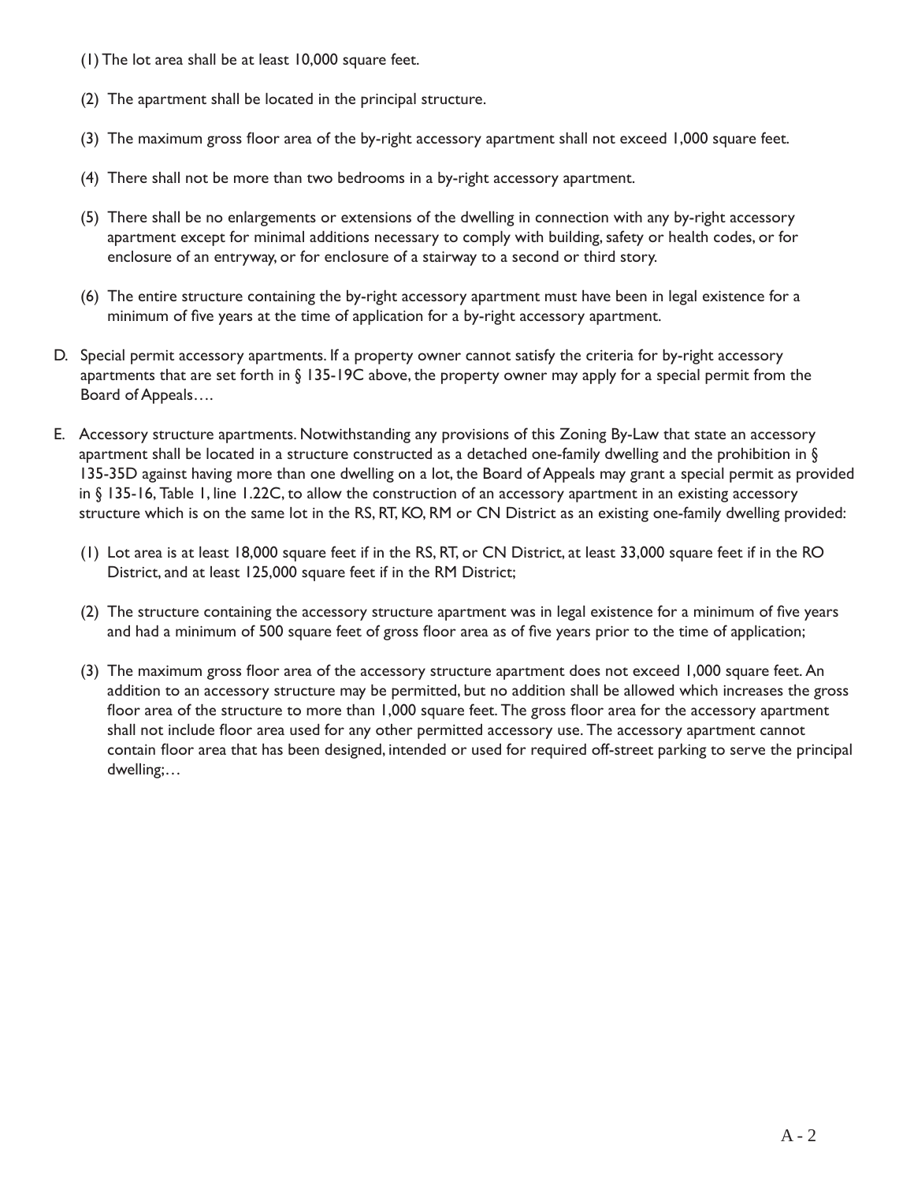(1) The lot area shall be at least 10,000 square feet.

(2) The apartment shall be located in the principal structure.

(3) The maximum gross floor area of the by-right accessory apartment shall not exceed 1,000 square feet.

(4) There shall not be more than two bedrooms in a by-right accessory apartment.

(5) There shall be no enlargements or extensions of the dwelling in connection with any by-right accessory apartment except for minimal additions necessary to comply with building, safety or health codes, or for enclosure of an entryway, or for enclosure of a stairway to a second or third story.

(6) The entire structure containing the by-right accessory apartment must have been in legal existence for a minimum of five years at the time of application for a by-right accessory apartment.

D. Special permit accessory apartments. If a property owner cannot satisfy the criteria for by-right accessory apartments that are set forth in § 135-19C above, the property owner may apply for a special permit from the Board of Appeals….

E. Accessory structure apartments. Notwithstanding any provisions of this Zoning By-Law that state an accessory apartment shall be located in a structure constructed as a detached one-family dwelling and the prohibition in § 135-35D against having more than one dwelling on a lot, the Board of Appeals may grant a special permit as provided in § 135-16, Table 1, line 1.22C, to allow the construction of an accessory apartment in an existing accessory structure which is on the same lot in the RS, RT, KO, RM or CN District as an existing one-family dwelling provided:

(1) Lot area is at least 18,000 square feet if in the RS, RT, or CN District, at least 33,000 square feet if in the RO District, and at least 125,000 square feet if in the RM District;

(2) The structure containing the accessory structure apartment was in legal existence for a minimum of five years and had a minimum of 500 square feet of gross floor area as of five years prior to the time of application;

(3) The maximum gross floor area of the accessory structure apartment does not exceed 1,000 square feet. An addition to an accessory structure may be permitted, but no addition shall be allowed which increases the gross floor area of the structure to more than 1,000 square feet. The gross floor area for the accessory apartment shall not include floor area used for any other permitted accessory use. The accessory apartment cannot contain floor area that has been designed, intended or used for required off-street parking to serve the principal dwelling;…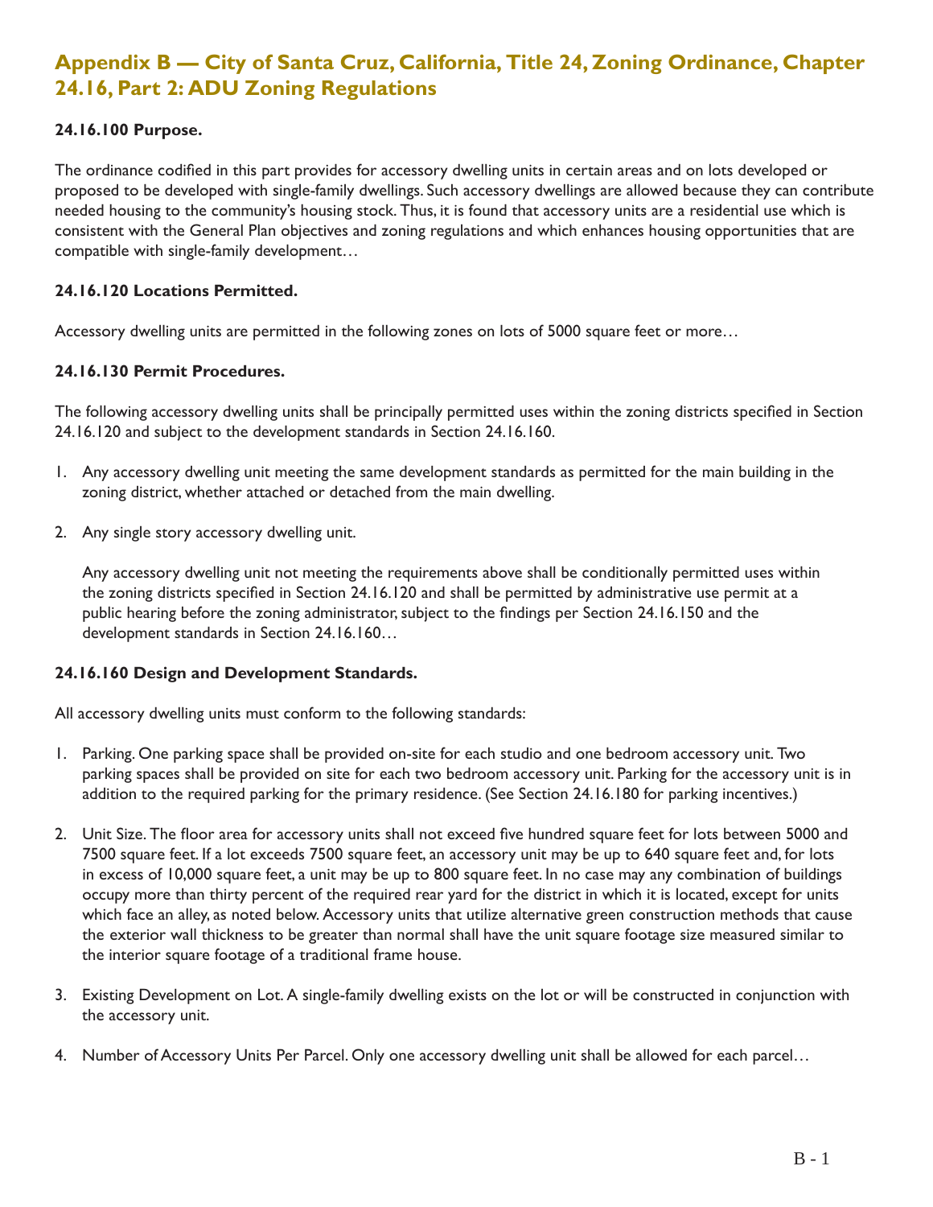# Appendix B — City of Santa Cruz, California, Title 24, Zoning Ordinance, Chapter 24.16, Part 2: ADU Zoning Regulations

**24.16.100 Purpose.**

The ordinance codified in this part provides for accessory dwelling units in certain areas and on lots developed or proposed to be developed with single-family dwellings. Such accessory dwellings are allowed because they can contribute needed housing to the community's housing stock. Thus, it is found that accessory units are a residential use which is consistent with the General Plan objectives and zoning regulations and which enhances housing opportunities that are compatible with single-family development…

**24.16.120 Locations Permitted.**

Accessory dwelling units are permitted in the following zones on lots of 5000 square feet or more…

**24.16.130 Permit Procedures.**

The following accessory dwelling units shall be principally permitted uses within the zoning districts specified in Section 24.16.120 and subject to the development standards in Section 24.16.160.

1. Any accessory dwelling unit meeting the same development standards as permitted for the main building in the zoning district, whether attached or detached from the main dwelling.

2. Any single story accessory dwelling unit.

   Any accessory dwelling unit not meeting the requirements above shall be conditionally permitted uses within the zoning districts specified in Section 24.16.120 and shall be permitted by administrative use permit at a public hearing before the zoning administrator, subject to the findings per Section 24.16.150 and the development standards in Section 24.16.160…

**24.16.160 Design and Development Standards.**

All accessory dwelling units must conform to the following standards:

1. Parking. One parking space shall be provided on-site for each studio and one bedroom accessory unit. Two parking spaces shall be provided on site for each two bedroom accessory unit. Parking for the accessory unit is in addition to the required parking for the primary residence. (See Section 24.16.180 for parking incentives.)

2. Unit Size. The floor area for accessory units shall not exceed five hundred square feet for lots between 5000 and 7500 square feet. If a lot exceeds 7500 square feet, an accessory unit may be up to 640 square feet and, for lots in excess of 10,000 square feet, a unit may be up to 800 square feet. In no case may any combination of buildings occupy more than thirty percent of the required rear yard for the district in which it is located, except for units which face an alley, as noted below. Accessory units that utilize alternative green construction methods that cause the exterior wall thickness to be greater than normal shall have the unit square footage size measured similar to the interior square footage of a traditional frame house.

3. Existing Development on Lot. A single-family dwelling exists on the lot or will be constructed in conjunction with the accessory unit.

4. Number of Accessory Units Per Parcel. Only one accessory dwelling unit shall be allowed for each parcel…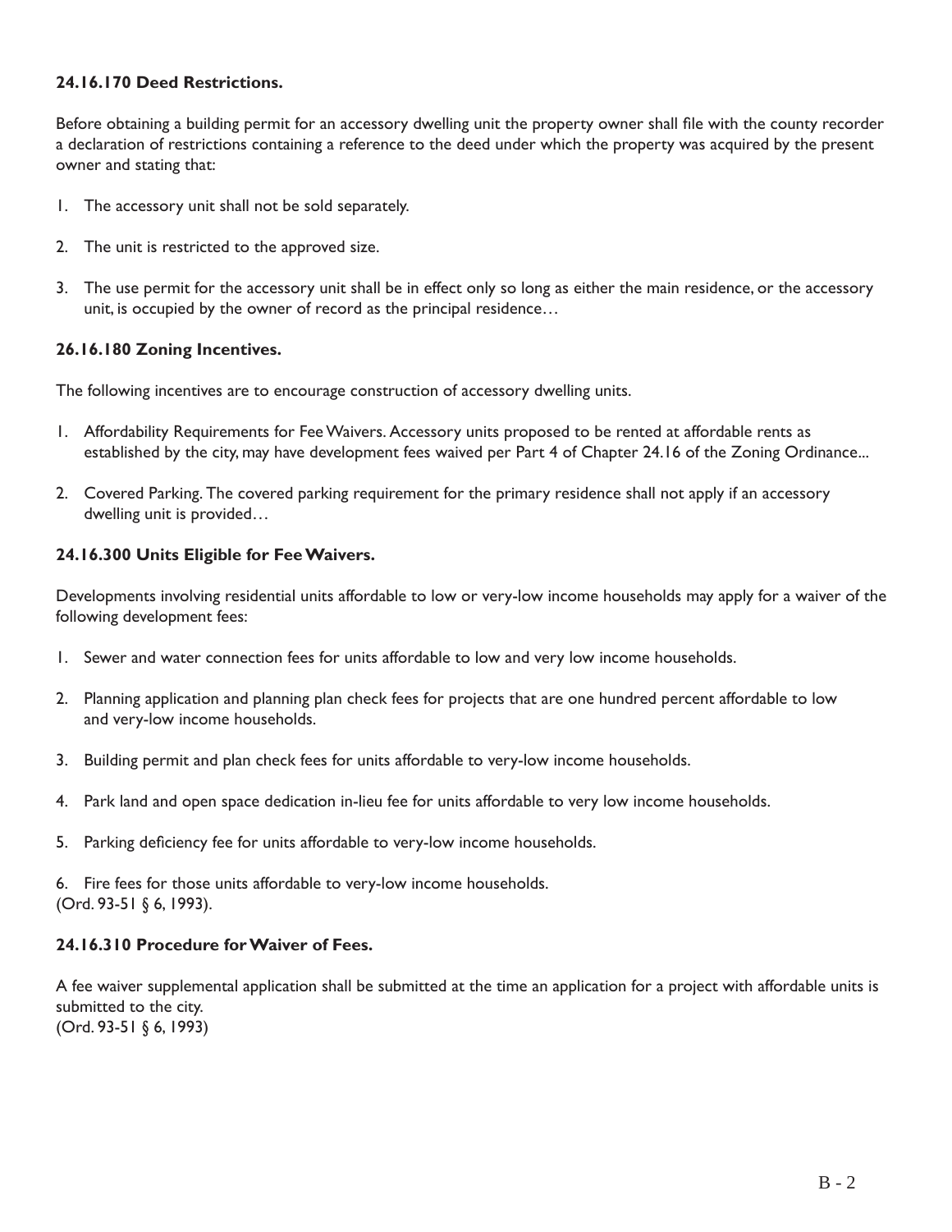**24.16.170 Deed Restrictions.**

Before obtaining a building permit for an accessory dwelling unit the property owner shall file with the county recorder a declaration of restrictions containing a reference to the deed under which the property was acquired by the present owner and stating that:

1. The accessory unit shall not be sold separately.

2. The unit is restricted to the approved size.

3. The use permit for the accessory unit shall be in effect only so long as either the main residence, or the accessory unit, is occupied by the owner of record as the principal residence…

**26.16.180 Zoning Incentives.**

The following incentives are to encourage construction of accessory dwelling units.

1. Affordability Requirements for Fee Waivers. Accessory units proposed to be rented at affordable rents as established by the city, may have development fees waived per Part 4 of Chapter 24.16 of the Zoning Ordinance...

2. Covered Parking. The covered parking requirement for the primary residence shall not apply if an accessory dwelling unit is provided…

**24.16.300 Units Eligible for Fee Waivers.**

Developments involving residential units affordable to low or very-low income households may apply for a waiver of the following development fees:

1. Sewer and water connection fees for units affordable to low and very low income households.

2. Planning application and planning plan check fees for projects that are one hundred percent affordable to low and very-low income households.

3. Building permit and plan check fees for units affordable to very-low income households.

4. Park land and open space dedication in-lieu fee for units affordable to very low income households.

5. Parking deficiency fee for units affordable to very-low income households.

6. Fire fees for those units affordable to very-low income households.

(Ord. 93-51 § 6, 1993).

**24.16.310 Procedure for Waiver of Fees.**

A fee waiver supplemental application shall be submitted at the time an application for a project with affordable units is submitted to the city.
(Ord. 93-51 § 6, 1993)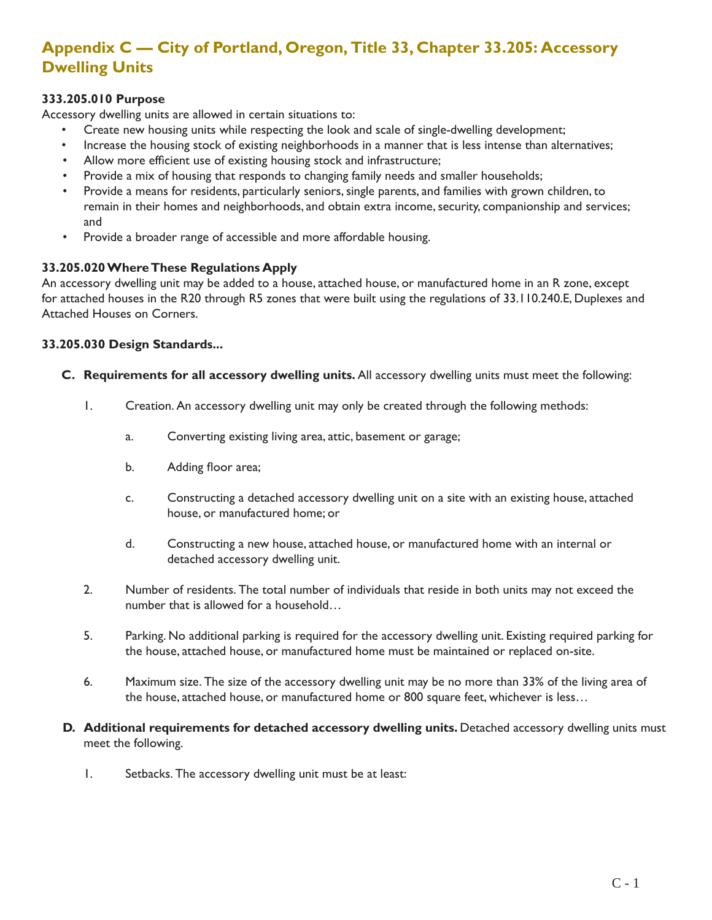# Appendix C — City of Portland, Oregon, Title 33, Chapter 33.205: Accessory Dwelling Units

**333.205.010 Purpose**

Accessory dwelling units are allowed in certain situations to:

- Create new housing units while respecting the look and scale of single-dwelling development;
- Increase the housing stock of existing neighborhoods in a manner that is less intense than alternatives;
- Allow more efficient use of existing housing stock and infrastructure;
- Provide a mix of housing that responds to changing family needs and smaller households;
- Provide a means for residents, particularly seniors, single parents, and families with grown children, to remain in their homes and neighborhoods, and obtain extra income, security, companionship and services; and
- Provide a broader range of accessible and more affordable housing.

**33.205.020 Where These Regulations Apply**

An accessory dwelling unit may be added to a house, attached house, or manufactured home in an R zone, except for attached houses in the R20 through R5 zones that were built using the regulations of 33.110.240.E, Duplexes and Attached Houses on Corners.

**33.205.030 Design Standards...**

**C. Requirements for all accessory dwelling units.** All accessory dwelling units must meet the following:

1. Creation. An accessory dwelling unit may only be created through the following methods:

   a. Converting existing living area, attic, basement or garage;

   b. Adding floor area;

   c. Constructing a detached accessory dwelling unit on a site with an existing house, attached house, or manufactured home; or

   d. Constructing a new house, attached house, or manufactured home with an internal or detached accessory dwelling unit.

2. Number of residents. The total number of individuals that reside in both units may not exceed the number that is allowed for a household…

5. Parking. No additional parking is required for the accessory dwelling unit. Existing required parking for the house, attached house, or manufactured home must be maintained or replaced on-site.

6. Maximum size. The size of the accessory dwelling unit may be no more than 33% of the living area of the house, attached house, or manufactured home or 800 square feet, whichever is less…

**D. Additional requirements for detached accessory dwelling units.** Detached accessory dwelling units must meet the following.

1. Setbacks. The accessory dwelling unit must be at least: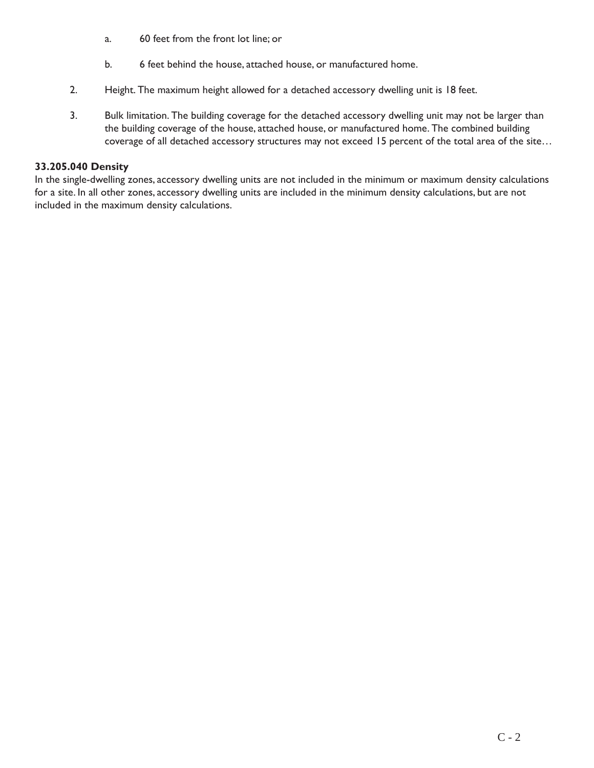a. 60 feet from the front lot line; or

   b. 6 feet behind the house, attached house, or manufactured home.

2. Height. The maximum height allowed for a detached accessory dwelling unit is 18 feet.

3. Bulk limitation. The building coverage for the detached accessory dwelling unit may not be larger than the building coverage of the house, attached house, or manufactured home. The combined building coverage of all detached accessory structures may not exceed 15 percent of the total area of the site…

**33.205.040 Density**

In the single-dwelling zones, accessory dwelling units are not included in the minimum or maximum density calculations for a site. In all other zones, accessory dwelling units are included in the minimum density calculations, but are not included in the maximum density calculations.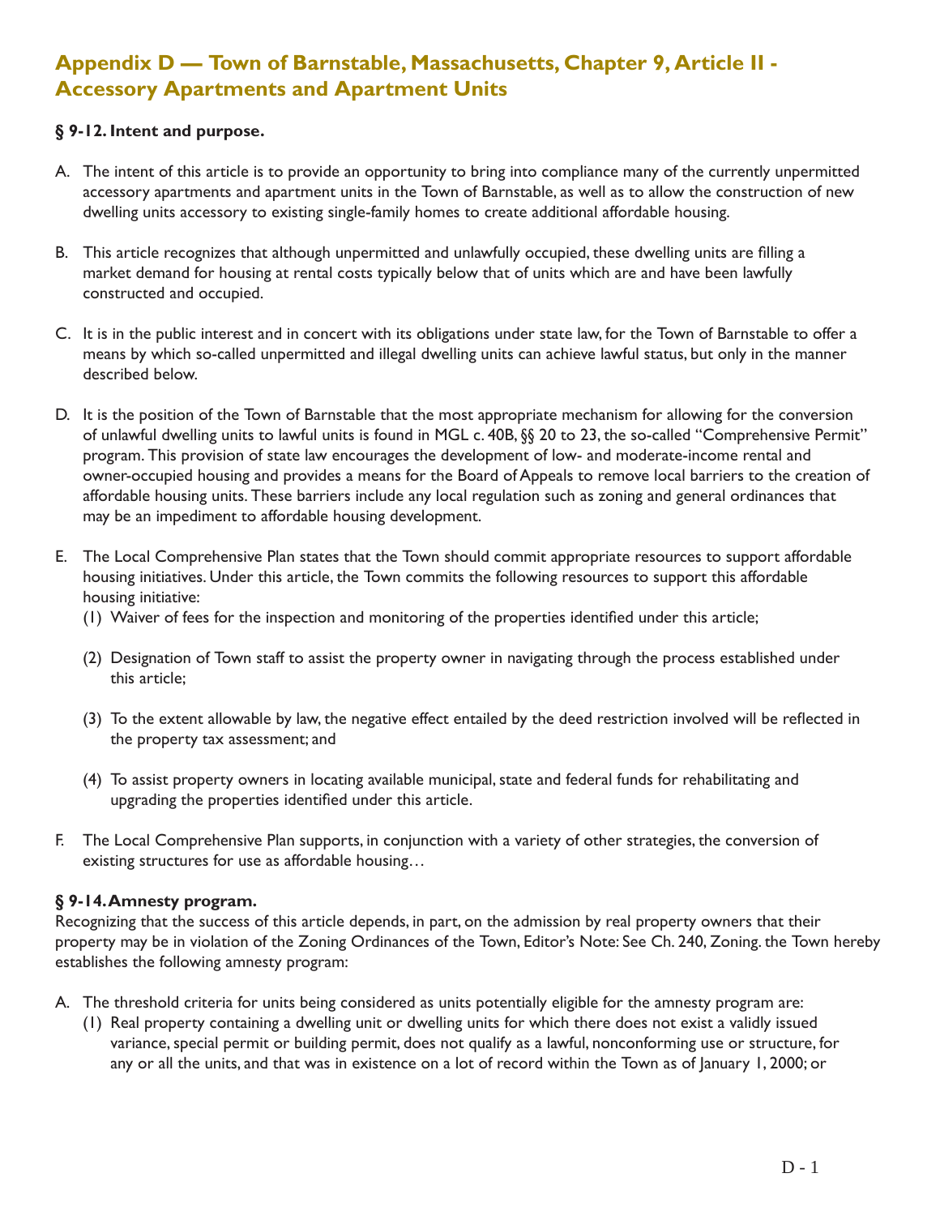# Appendix D — Town of Barnstable, Massachusetts, Chapter 9, Article II - Accessory Apartments and Apartment Units

**§ 9-12. Intent and purpose.**

A. The intent of this article is to provide an opportunity to bring into compliance many of the currently unpermitted accessory apartments and apartment units in the Town of Barnstable, as well as to allow the construction of new dwelling units accessory to existing single-family homes to create additional affordable housing.

B. This article recognizes that although unpermitted and unlawfully occupied, these dwelling units are filling a market demand for housing at rental costs typically below that of units which are and have been lawfully constructed and occupied.

C. It is in the public interest and in concert with its obligations under state law, for the Town of Barnstable to offer a means by which so-called unpermitted and illegal dwelling units can achieve lawful status, but only in the manner described below.

D. It is the position of the Town of Barnstable that the most appropriate mechanism for allowing for the conversion of unlawful dwelling units to lawful units is found in MGL c. 40B, §§ 20 to 23, the so-called "Comprehensive Permit" program. This provision of state law encourages the development of low- and moderate-income rental and owner-occupied housing and provides a means for the Board of Appeals to remove local barriers to the creation of affordable housing units. These barriers include any local regulation such as zoning and general ordinances that may be an impediment to affordable housing development.

E. The Local Comprehensive Plan states that the Town should commit appropriate resources to support affordable housing initiatives. Under this article, the Town commits the following resources to support this affordable housing initiative:

   (1) Waiver of fees for the inspection and monitoring of the properties identified under this article;

   (2) Designation of Town staff to assist the property owner in navigating through the process established under this article;

   (3) To the extent allowable by law, the negative effect entailed by the deed restriction involved will be reflected in the property tax assessment; and

   (4) To assist property owners in locating available municipal, state and federal funds for rehabilitating and upgrading the properties identified under this article.

F. The Local Comprehensive Plan supports, in conjunction with a variety of other strategies, the conversion of existing structures for use as affordable housing…

**§ 9-14. Amnesty program.**

Recognizing that the success of this article depends, in part, on the admission by real property owners that their property may be in violation of the Zoning Ordinances of the Town, Editor's Note: See Ch. 240, Zoning. the Town hereby establishes the following amnesty program:

A. The threshold criteria for units being considered as units potentially eligible for the amnesty program are:

   (1) Real property containing a dwelling unit or dwelling units for which there does not exist a validly issued variance, special permit or building permit, does not qualify as a lawful, nonconforming use or structure, for any or all the units, and that was in existence on a lot of record within the Town as of January 1, 2000; or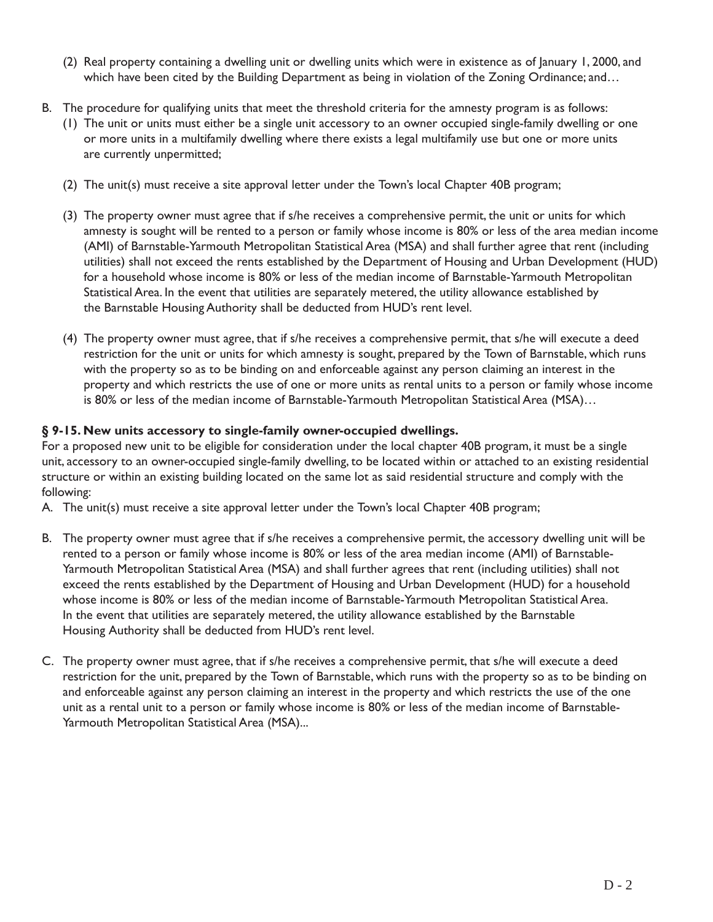(2) Real property containing a dwelling unit or dwelling units which were in existence as of January 1, 2000, and which have been cited by the Building Department as being in violation of the Zoning Ordinance; and…

B. The procedure for qualifying units that meet the threshold criteria for the amnesty program is as follows:

(1) The unit or units must either be a single unit accessory to an owner occupied single-family dwelling or one or more units in a multifamily dwelling where there exists a legal multifamily use but one or more units are currently unpermitted;

(2) The unit(s) must receive a site approval letter under the Town's local Chapter 40B program;

(3) The property owner must agree that if s/he receives a comprehensive permit, the unit or units for which amnesty is sought will be rented to a person or family whose income is 80% or less of the area median income (AMI) of Barnstable-Yarmouth Metropolitan Statistical Area (MSA) and shall further agree that rent (including utilities) shall not exceed the rents established by the Department of Housing and Urban Development (HUD) for a household whose income is 80% or less of the median income of Barnstable-Yarmouth Metropolitan Statistical Area. In the event that utilities are separately metered, the utility allowance established by the Barnstable Housing Authority shall be deducted from HUD's rent level.

(4) The property owner must agree, that if s/he receives a comprehensive permit, that s/he will execute a deed restriction for the unit or units for which amnesty is sought, prepared by the Town of Barnstable, which runs with the property so as to be binding on and enforceable against any person claiming an interest in the property and which restricts the use of one or more units as rental units to a person or family whose income is 80% or less of the median income of Barnstable-Yarmouth Metropolitan Statistical Area (MSA)…

**§ 9-15. New units accessory to single-family owner-occupied dwellings.**

For a proposed new unit to be eligible for consideration under the local chapter 40B program, it must be a single unit, accessory to an owner-occupied single-family dwelling, to be located within or attached to an existing residential structure or within an existing building located on the same lot as said residential structure and comply with the following:

A. The unit(s) must receive a site approval letter under the Town's local Chapter 40B program;

B. The property owner must agree that if s/he receives a comprehensive permit, the accessory dwelling unit will be rented to a person or family whose income is 80% or less of the area median income (AMI) of Barnstable-Yarmouth Metropolitan Statistical Area (MSA) and shall further agrees that rent (including utilities) shall not exceed the rents established by the Department of Housing and Urban Development (HUD) for a household whose income is 80% or less of the median income of Barnstable-Yarmouth Metropolitan Statistical Area. In the event that utilities are separately metered, the utility allowance established by the Barnstable Housing Authority shall be deducted from HUD's rent level.

C. The property owner must agree, that if s/he receives a comprehensive permit, that s/he will execute a deed restriction for the unit, prepared by the Town of Barnstable, which runs with the property so as to be binding on and enforceable against any person claiming an interest in the property and which restricts the use of the one unit as a rental unit to a person or family whose income is 80% or less of the median income of Barnstable-Yarmouth Metropolitan Statistical Area (MSA)...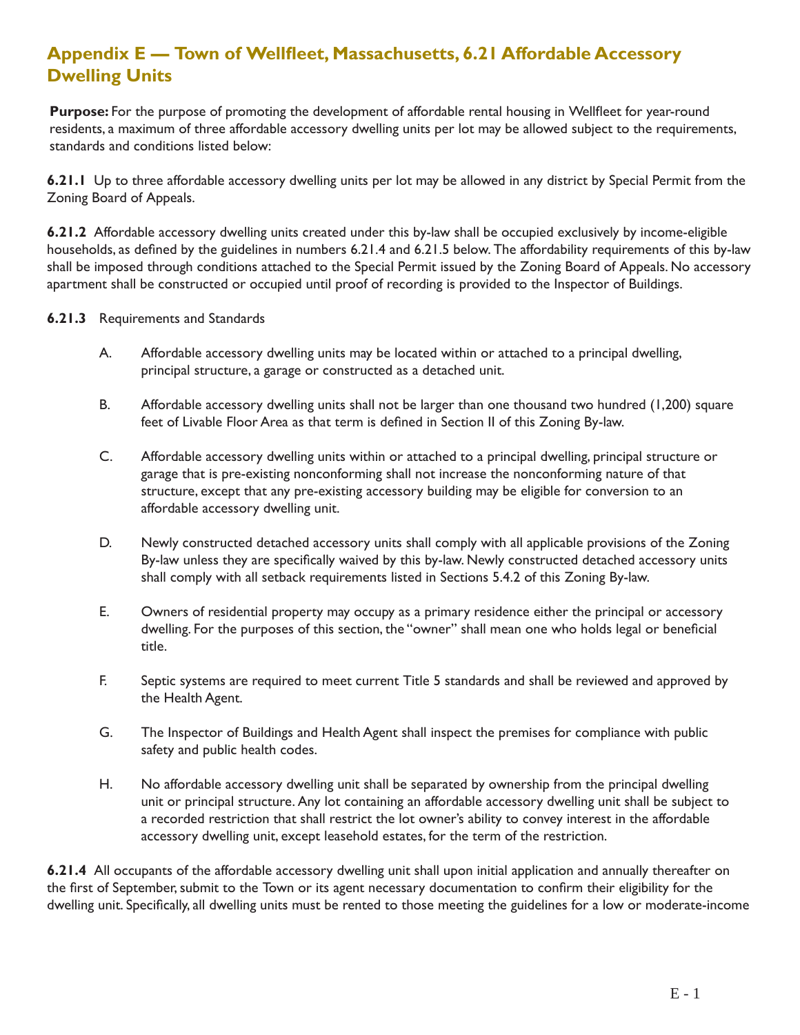## Appendix E — Town of Wellfleet, Massachusetts, 6.21 Affordable Accessory Dwelling Units

**Purpose:** For the purpose of promoting the development of affordable rental housing in Wellfleet for year-round residents, a maximum of three affordable accessory dwelling units per lot may be allowed subject to the requirements, standards and conditions listed below:

**6.21.1** Up to three affordable accessory dwelling units per lot may be allowed in any district by Special Permit from the Zoning Board of Appeals.

**6.21.2** Affordable accessory dwelling units created under this by-law shall be occupied exclusively by income-eligible households, as defined by the guidelines in numbers 6.21.4 and 6.21.5 below. The affordability requirements of this by-law shall be imposed through conditions attached to the Special Permit issued by the Zoning Board of Appeals. No accessory apartment shall be constructed or occupied until proof of recording is provided to the Inspector of Buildings.

**6.21.3** Requirements and Standards

A. Affordable accessory dwelling units may be located within or attached to a principal dwelling, principal structure, a garage or constructed as a detached unit.

B. Affordable accessory dwelling units shall not be larger than one thousand two hundred (1,200) square feet of Livable Floor Area as that term is defined in Section II of this Zoning By-law.

C. Affordable accessory dwelling units within or attached to a principal dwelling, principal structure or garage that is pre-existing nonconforming shall not increase the nonconforming nature of that structure, except that any pre-existing accessory building may be eligible for conversion to an affordable accessory dwelling unit.

D. Newly constructed detached accessory units shall comply with all applicable provisions of the Zoning By-law unless they are specifically waived by this by-law. Newly constructed detached accessory units shall comply with all setback requirements listed in Sections 5.4.2 of this Zoning By-law.

E. Owners of residential property may occupy as a primary residence either the principal or accessory dwelling. For the purposes of this section, the "owner" shall mean one who holds legal or beneficial title.

F. Septic systems are required to meet current Title 5 standards and shall be reviewed and approved by the Health Agent.

G. The Inspector of Buildings and Health Agent shall inspect the premises for compliance with public safety and public health codes.

H. No affordable accessory dwelling unit shall be separated by ownership from the principal dwelling unit or principal structure. Any lot containing an affordable accessory dwelling unit shall be subject to a recorded restriction that shall restrict the lot owner's ability to convey interest in the affordable accessory dwelling unit, except leasehold estates, for the term of the restriction.

**6.21.4** All occupants of the affordable accessory dwelling unit shall upon initial application and annually thereafter on the first of September, submit to the Town or its agent necessary documentation to confirm their eligibility for the dwelling unit. Specifically, all dwelling units must be rented to those meeting the guidelines for a low or moderate-income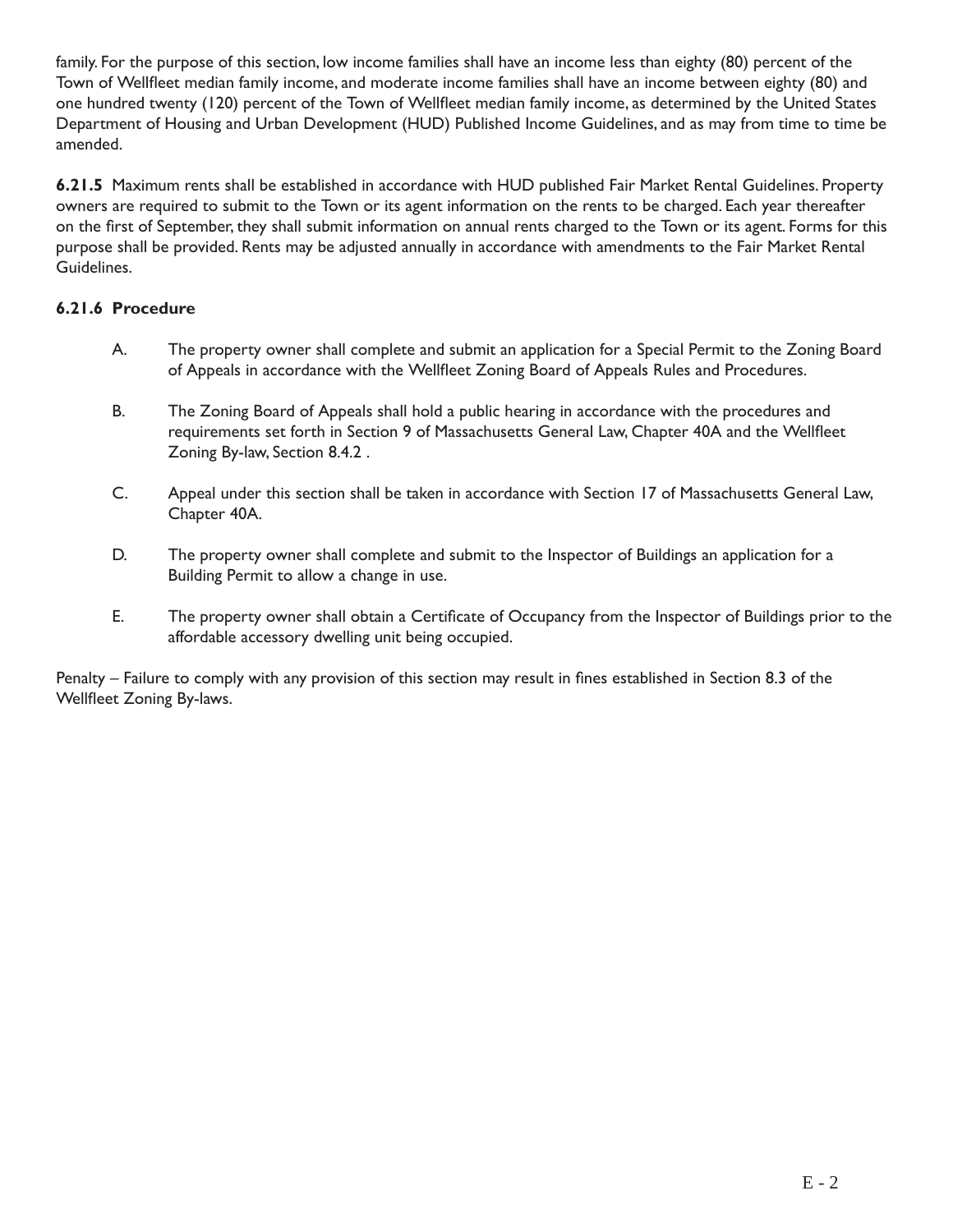family. For the purpose of this section, low income families shall have an income less than eighty (80) percent of the Town of Wellfleet median family income, and moderate income families shall have an income between eighty (80) and one hundred twenty (120) percent of the Town of Wellfleet median family income, as determined by the United States Department of Housing and Urban Development (HUD) Published Income Guidelines, and as may from time to time be amended.

**6.21.5** Maximum rents shall be established in accordance with HUD published Fair Market Rental Guidelines. Property owners are required to submit to the Town or its agent information on the rents to be charged. Each year thereafter on the first of September, they shall submit information on annual rents charged to the Town or its agent. Forms for this purpose shall be provided. Rents may be adjusted annually in accordance with amendments to the Fair Market Rental Guidelines.

**6.21.6 Procedure**

A. The property owner shall complete and submit an application for a Special Permit to the Zoning Board of Appeals in accordance with the Wellfleet Zoning Board of Appeals Rules and Procedures.

B. The Zoning Board of Appeals shall hold a public hearing in accordance with the procedures and requirements set forth in Section 9 of Massachusetts General Law, Chapter 40A and the Wellfleet Zoning By-law, Section 8.4.2 .

C. Appeal under this section shall be taken in accordance with Section 17 of Massachusetts General Law, Chapter 40A.

D. The property owner shall complete and submit to the Inspector of Buildings an application for a Building Permit to allow a change in use.

E. The property owner shall obtain a Certificate of Occupancy from the Inspector of Buildings prior to the affordable accessory dwelling unit being occupied.

Penalty – Failure to comply with any provision of this section may result in fines established in Section 8.3 of the Wellfleet Zoning By-laws.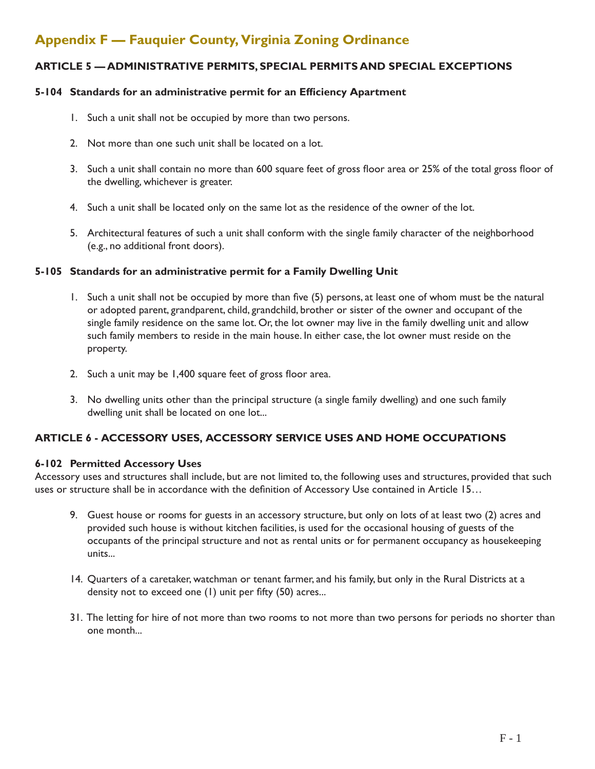# Appendix F — Fauquier County, Virginia Zoning Ordinance

## ARTICLE 5 — ADMINISTRATIVE PERMITS, SPECIAL PERMITS AND SPECIAL EXCEPTIONS

### 5-104 Standards for an administrative permit for an Efficiency Apartment

1. Such a unit shall not be occupied by more than two persons.

2. Not more than one such unit shall be located on a lot.

3. Such a unit shall contain no more than 600 square feet of gross floor area or 25% of the total gross floor of the dwelling, whichever is greater.

4. Such a unit shall be located only on the same lot as the residence of the owner of the lot.

5. Architectural features of such a unit shall conform with the single family character of the neighborhood (e.g., no additional front doors).

### 5-105 Standards for an administrative permit for a Family Dwelling Unit

1. Such a unit shall not be occupied by more than five (5) persons, at least one of whom must be the natural or adopted parent, grandparent, child, grandchild, brother or sister of the owner and occupant of the single family residence on the same lot. Or, the lot owner may live in the family dwelling unit and allow such family members to reside in the main house. In either case, the lot owner must reside on the property.

2. Such a unit may be 1,400 square feet of gross floor area.

3. No dwelling units other than the principal structure (a single family dwelling) and one such family dwelling unit shall be located on one lot...

## ARTICLE 6 - ACCESSORY USES, ACCESSORY SERVICE USES AND HOME OCCUPATIONS

### 6-102 Permitted Accessory Uses

Accessory uses and structures shall include, but are not limited to, the following uses and structures, provided that such uses or structure shall be in accordance with the definition of Accessory Use contained in Article 15…

9. Guest house or rooms for guests in an accessory structure, but only on lots of at least two (2) acres and provided such house is without kitchen facilities, is used for the occasional housing of guests of the occupants of the principal structure and not as rental units or for permanent occupancy as housekeeping units...

14. Quarters of a caretaker, watchman or tenant farmer, and his family, but only in the Rural Districts at a density not to exceed one (1) unit per fifty (50) acres...

31. The letting for hire of not more than two rooms to not more than two persons for periods no shorter than one month...